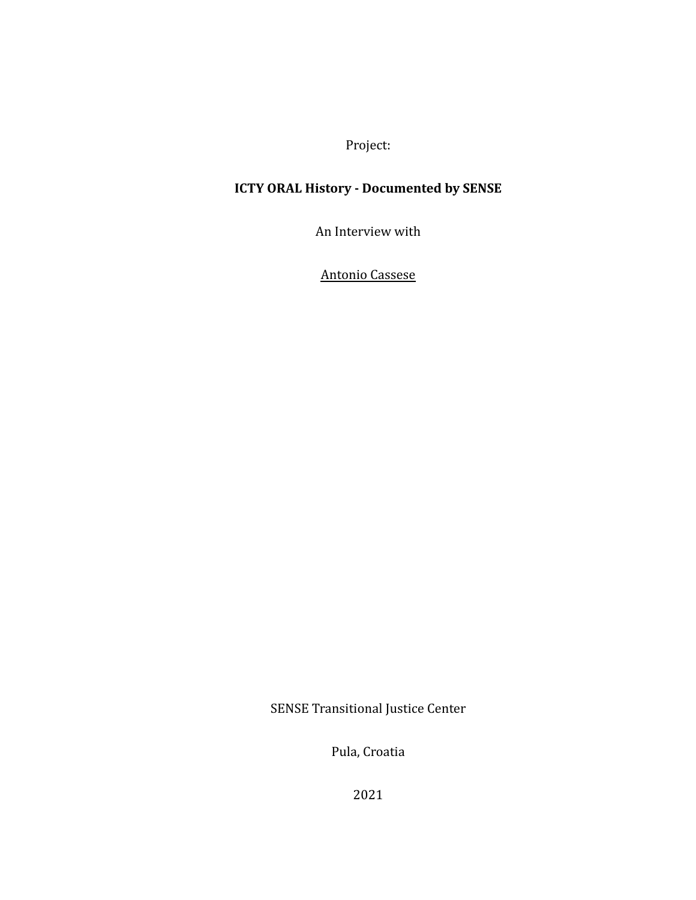Project:

**ICTY ORAL History - Documented by SENSE**

An Interview with

Antonio Cassese

SENSE Transitional Justice Center

Pula, Croatia

2021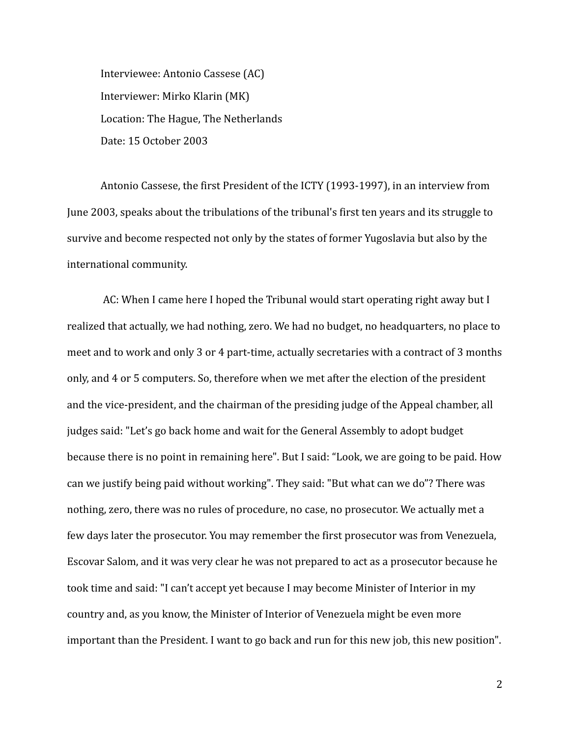Interviewee: Antonio Cassese (AC)

Interviewer: Mirko Klarin (MK)

Location: The Hague, The Netherlands

Date: 15 October 2003

Antonio Cassese, the first President of the ICTY (1993-1997), in an interview from June 2003, speaks about the tribulations of the tribunal's first ten years and its struggle to survive and become respected not only by the states of former Yugoslavia but also by the international community.

AC: When I came here I hoped the Tribunal would start operating right away but I realized that actually, we had nothing, zero. We had no budget, no headquarters, no place to meet and to work and only 3 or 4 part-time, actually secretaries with a contract of 3 months only, and 4 or 5 computers. So, therefore when we met after the election of the president and the vice-president, and the chairman of the presiding judge of the Appeal chamber, all judges said: "Let's go back home and wait for the General Assembly to adopt budget because there is no point in remaining here". But I said: "Look, we are going to be paid. How can we justify being paid without working". They said: "But what can we do"? There was nothing, zero, there was no rules of procedure, no case, no prosecutor. We actually met a few days later the prosecutor. You may remember the first prosecutor was from Venezuela, Escovar Salom, and it was very clear he was not prepared to act as a prosecutor because he took time and said: "I can't accept yet because I may become Minister of Interior in my country and, as you know, the Minister of Interior of Venezuela might be even more important than the President. I want to go back and run for this new job, this new position".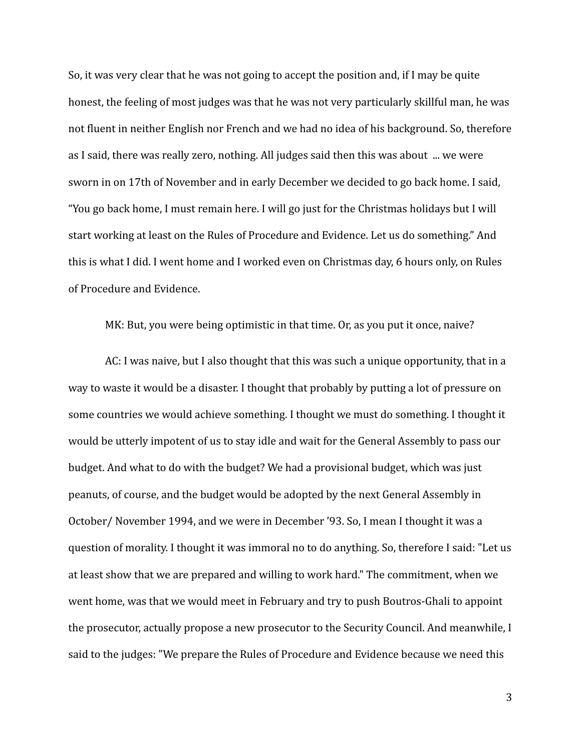So, it was very clear that he was not going to accept the position and, if I may be quite honest, the feeling of most judges was that he was not very particularly skillful man, he was not fluent in neither English nor French and we had no idea of his background. So, therefore as I said, there was really zero, nothing. All judges said then this was about ... we were sworn in on 17th of November and in early December we decided to go back home. I said, "You go back home, I must remain here. I will go just for the Christmas holidays but I will start working at least on the Rules of Procedure and Evidence. Let us do something." And this is what I did. I went home and I worked even on Christmas day, 6 hours only, on Rules of Procedure and Evidence.

MK: But, you were being optimistic in that time. Or, as you put it once, naive?

AC: I was naive, but I also thought that this was such a unique opportunity, that in a way to waste it would be a disaster. I thought that probably by putting a lot of pressure on some countries we would achieve something. I thought we must do something. I thought it would be utterly impotent of us to stay idle and wait for the General Assembly to pass our budget. And what to do with the budget? We had a provisional budget, which was just peanuts, of course, and the budget would be adopted by the next General Assembly in October/ November 1994, and we were in December '93. So, I mean I thought it was a question of morality. I thought it was immoral no to do anything. So, therefore I said: "Let us at least show that we are prepared and willing to work hard." The commitment, when we went home, was that we would meet in February and try to push Boutros-Ghali to appoint the prosecutor, actually propose a new prosecutor to the Security Council. And meanwhile, I said to the judges: "We prepare the Rules of Procedure and Evidence because we need this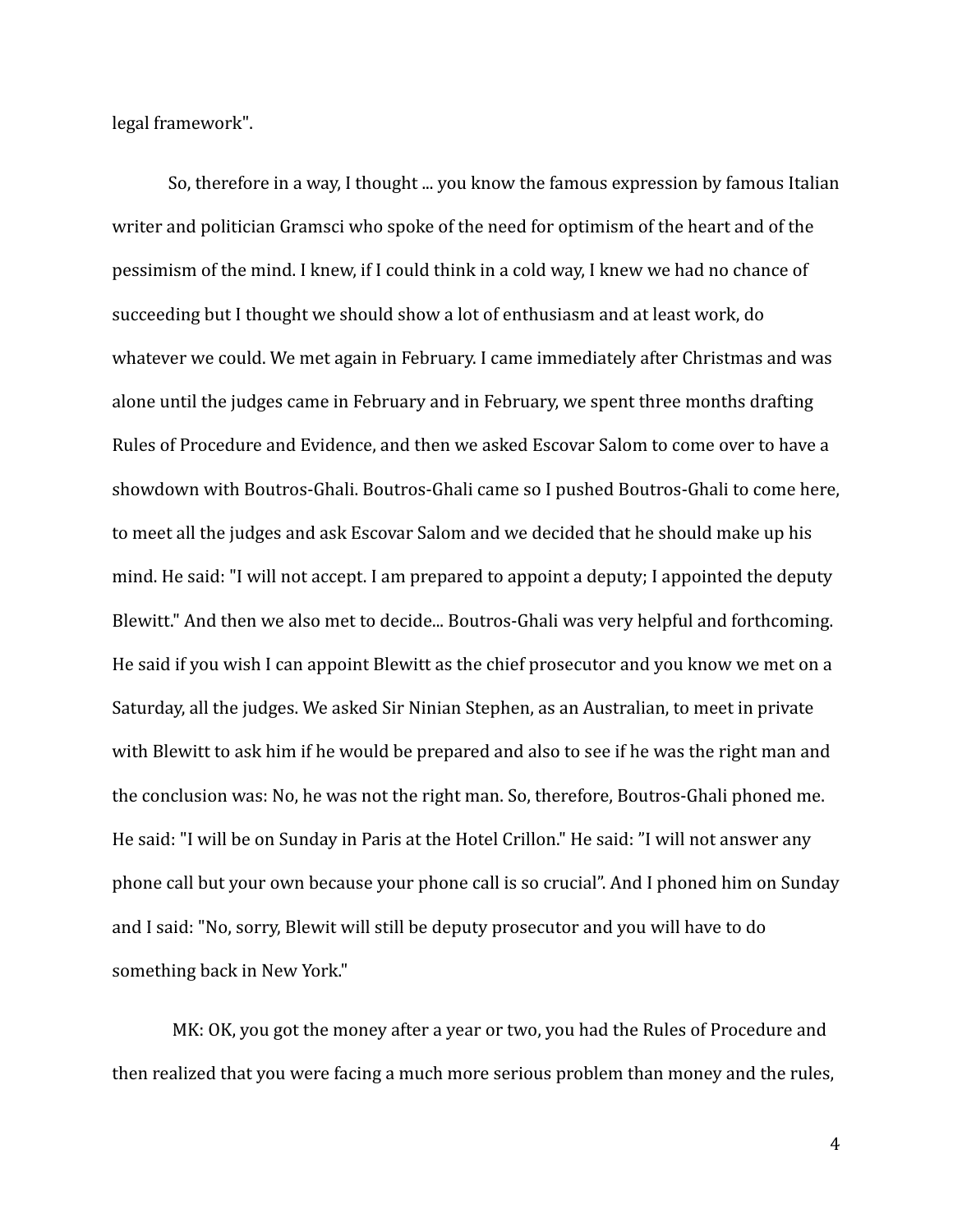legal framework".

So, therefore in a way, I thought ... you know the famous expression by famous Italian writer and politician Gramsci who spoke of the need for optimism of the heart and of the pessimism of the mind. I knew, if I could think in a cold way, I knew we had no chance of succeeding but I thought we should show a lot of enthusiasm and at least work, do whatever we could. We met again in February. I came immediately after Christmas and was alone until the judges came in February and in February, we spent three months drafting Rules of Procedure and Evidence, and then we asked Escovar Salom to come over to have a showdown with Boutros-Ghali. Boutros-Ghali came so I pushed Boutros-Ghali to come here, to meet all the judges and ask Escovar Salom and we decided that he should make up his mind. He said: "I will not accept. I am prepared to appoint a deputy; I appointed the deputy Blewitt." And then we also met to decide... Boutros-Ghali was very helpful and forthcoming. He said if you wish I can appoint Blewitt as the chief prosecutor and you know we met on a Saturday, all the judges. We asked Sir Ninian Stephen, as an Australian, to meet in private with Blewitt to ask him if he would be prepared and also to see if he was the right man and the conclusion was: No, he was not the right man. So, therefore, Boutros-Ghali phoned me. He said: "I will be on Sunday in Paris at the Hotel Crillon." He said: "I will not answer any phone call but your own because your phone call is so crucial". And I phoned him on Sunday and I said: "No, sorry, Blewit will still be deputy prosecutor and you will have to do something back in New York."

MK: OK, you got the money after a year or two, you had the Rules of Procedure and then realized that you were facing a much more serious problem than money and the rules,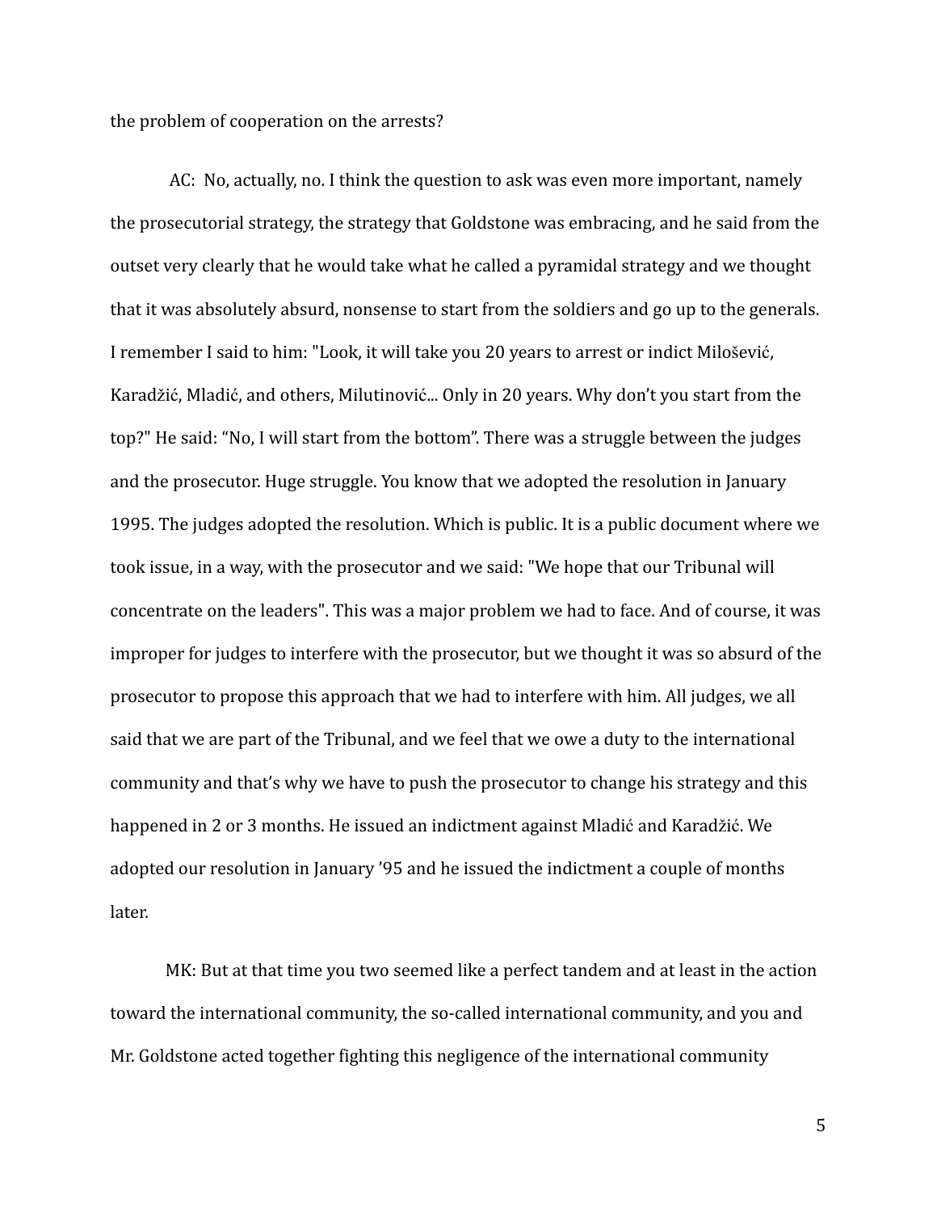the problem of cooperation on the arrests?

AC: No, actually, no. I think the question to ask was even more important, namely the prosecutorial strategy, the strategy that Goldstone was embracing, and he said from the outset very clearly that he would take what he called a pyramidal strategy and we thought that it was absolutely absurd, nonsense to start from the soldiers and go up to the generals. I remember I said to him: "Look, it will take you 20 years to arrest or indict Milošević, Karadžić, Mladić, and others, Milutinović... Only in 20 years. Why don't you start from the top?" He said: "No, I will start from the bottom". There was a struggle between the judges and the prosecutor. Huge struggle. You know that we adopted the resolution in January 1995. The judges adopted the resolution. Which is public. It is a public document where we took issue, in a way, with the prosecutor and we said: "We hope that our Tribunal will concentrate on the leaders". This was a major problem we had to face. And of course, it was improper for judges to interfere with the prosecutor, but we thought it was so absurd of the prosecutor to propose this approach that we had to interfere with him. All judges, we all said that we are part of the Tribunal, and we feel that we owe a duty to the international community and that's why we have to push the prosecutor to change his strategy and this happened in 2 or 3 months. He issued an indictment against Mladić and Karadžić. We adopted our resolution in January '95 and he issued the indictment a couple of months later.

MK: But at that time you two seemed like a perfect tandem and at least in the action toward the international community, the so-called international community, and you and Mr. Goldstone acted together fighting this negligence of the international community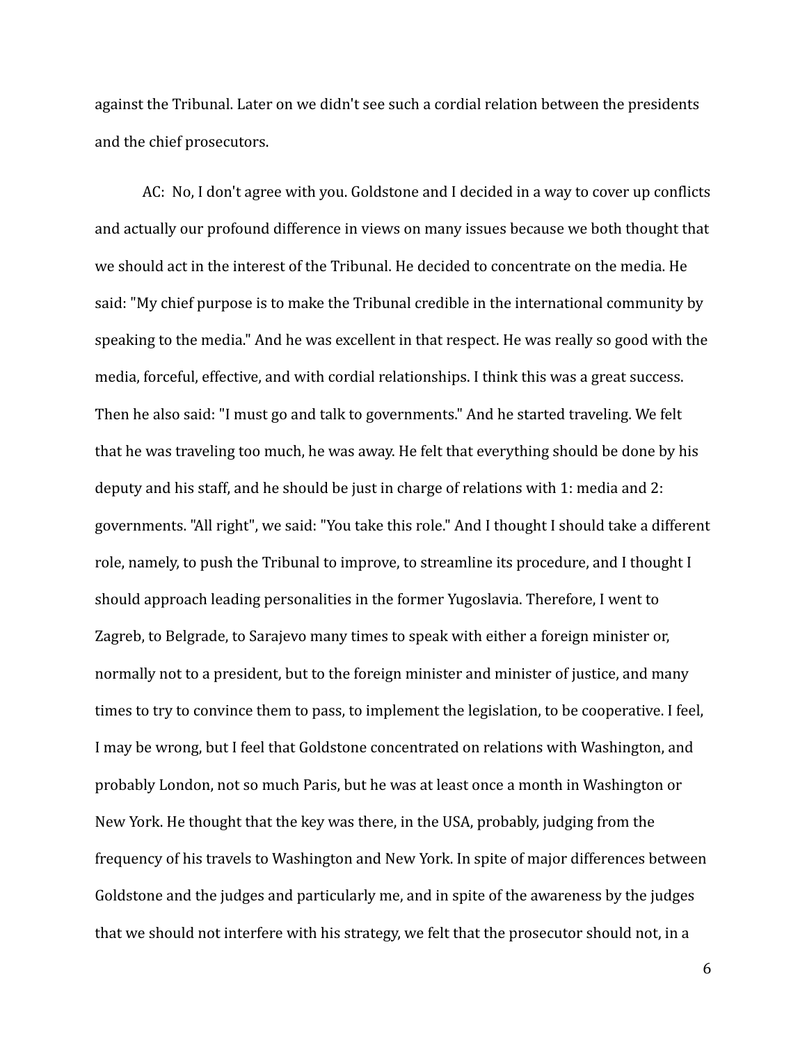against the Tribunal. Later on we didn't see such a cordial relation between the presidents and the chief prosecutors.

AC: No, I don't agree with you. Goldstone and I decided in a way to cover up conflicts and actually our profound difference in views on many issues because we both thought that we should act in the interest of the Tribunal. He decided to concentrate on the media. He said: "My chief purpose is to make the Tribunal credible in the international community by speaking to the media." And he was excellent in that respect. He was really so good with the media, forceful, effective, and with cordial relationships. I think this was a great success. Then he also said: "I must go and talk to governments." And he started traveling. We felt that he was traveling too much, he was away. He felt that everything should be done by his deputy and his staff, and he should be just in charge of relations with 1: media and 2: governments. "All right", we said: "You take this role." And I thought I should take a different role, namely, to push the Tribunal to improve, to streamline its procedure, and I thought I should approach leading personalities in the former Yugoslavia. Therefore, I went to Zagreb, to Belgrade, to Sarajevo many times to speak with either a foreign minister or, normally not to a president, but to the foreign minister and minister of justice, and many times to try to convince them to pass, to implement the legislation, to be cooperative. I feel, I may be wrong, but I feel that Goldstone concentrated on relations with Washington, and probably London, not so much Paris, but he was at least once a month in Washington or New York. He thought that the key was there, in the USA, probably, judging from the frequency of his travels to Washington and New York. In spite of major differences between Goldstone and the judges and particularly me, and in spite of the awareness by the judges that we should not interfere with his strategy, we felt that the prosecutor should not, in a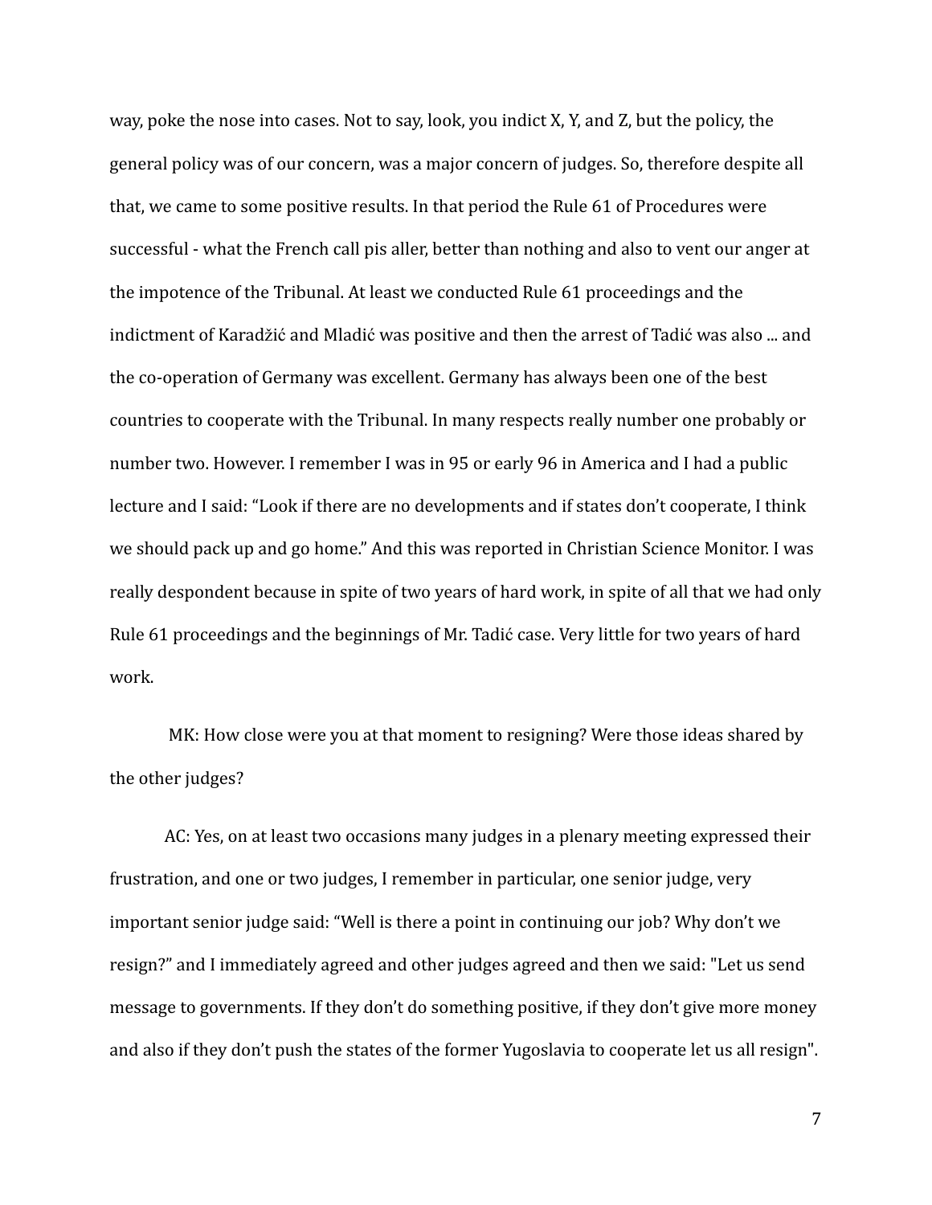way, poke the nose into cases. Not to say, look, you indict X, Y, and Z, but the policy, the general policy was of our concern, was a major concern of judges. So, therefore despite all that, we came to some positive results. In that period the Rule 61 of Procedures were successful - what the French call pis aller, better than nothing and also to vent our anger at the impotence of the Tribunal. At least we conducted Rule 61 proceedings and the indictment of Karadžić and Mladić was positive and then the arrest of Tadić was also ... and the co-operation of Germany was excellent. Germany has always been one of the best countries to cooperate with the Tribunal. In many respects really number one probably or number two. However. I remember I was in 95 or early 96 in America and I had a public lecture and I said: "Look if there are no developments and if states don't cooperate, I think we should pack up and go home." And this was reported in Christian Science Monitor. I was really despondent because in spite of two years of hard work, in spite of all that we had only Rule 61 proceedings and the beginnings of Mr. Tadić case. Very little for two years of hard work.

MK: How close were you at that moment to resigning? Were those ideas shared by the other judges?

AC: Yes, on at least two occasions many judges in a plenary meeting expressed their frustration, and one or two judges, I remember in particular, one senior judge, very important senior judge said: "Well is there a point in continuing our job? Why don't we resign?" and I immediately agreed and other judges agreed and then we said: "Let us send message to governments. If they don't do something positive, if they don't give more money and also if they don't push the states of the former Yugoslavia to cooperate let us all resign".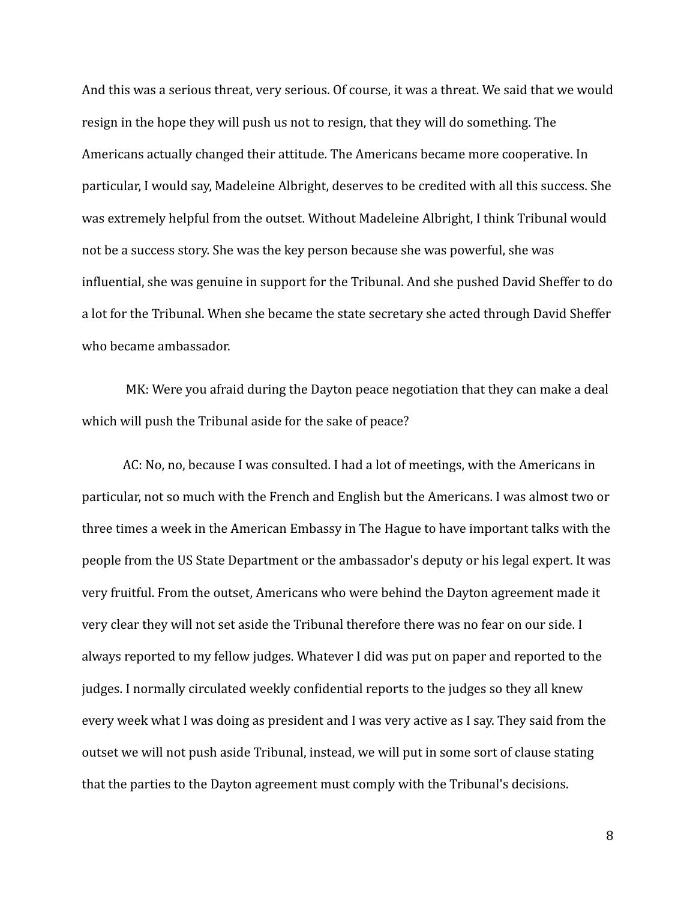And this was a serious threat, very serious. Of course, it was a threat. We said that we would resign in the hope they will push us not to resign, that they will do something. The Americans actually changed their attitude. The Americans became more cooperative. In particular, I would say, Madeleine Albright, deserves to be credited with all this success. She was extremely helpful from the outset. Without Madeleine Albright, I think Tribunal would not be a success story. She was the key person because she was powerful, she was influential, she was genuine in support for the Tribunal. And she pushed David Sheffer to do a lot for the Tribunal. When she became the state secretary she acted through David Sheffer who became ambassador.

MK: Were you afraid during the Dayton peace negotiation that they can make a deal which will push the Tribunal aside for the sake of peace?

AC: No, no, because I was consulted. I had a lot of meetings, with the Americans in particular, not so much with the French and English but the Americans. I was almost two or three times a week in the American Embassy in The Hague to have important talks with the people from the US State Department or the ambassador's deputy or his legal expert. It was very fruitful. From the outset, Americans who were behind the Dayton agreement made it very clear they will not set aside the Tribunal therefore there was no fear on our side. I always reported to my fellow judges. Whatever I did was put on paper and reported to the judges. I normally circulated weekly confidential reports to the judges so they all knew every week what I was doing as president and I was very active as I say. They said from the outset we will not push aside Tribunal, instead, we will put in some sort of clause stating that the parties to the Dayton agreement must comply with the Tribunal's decisions.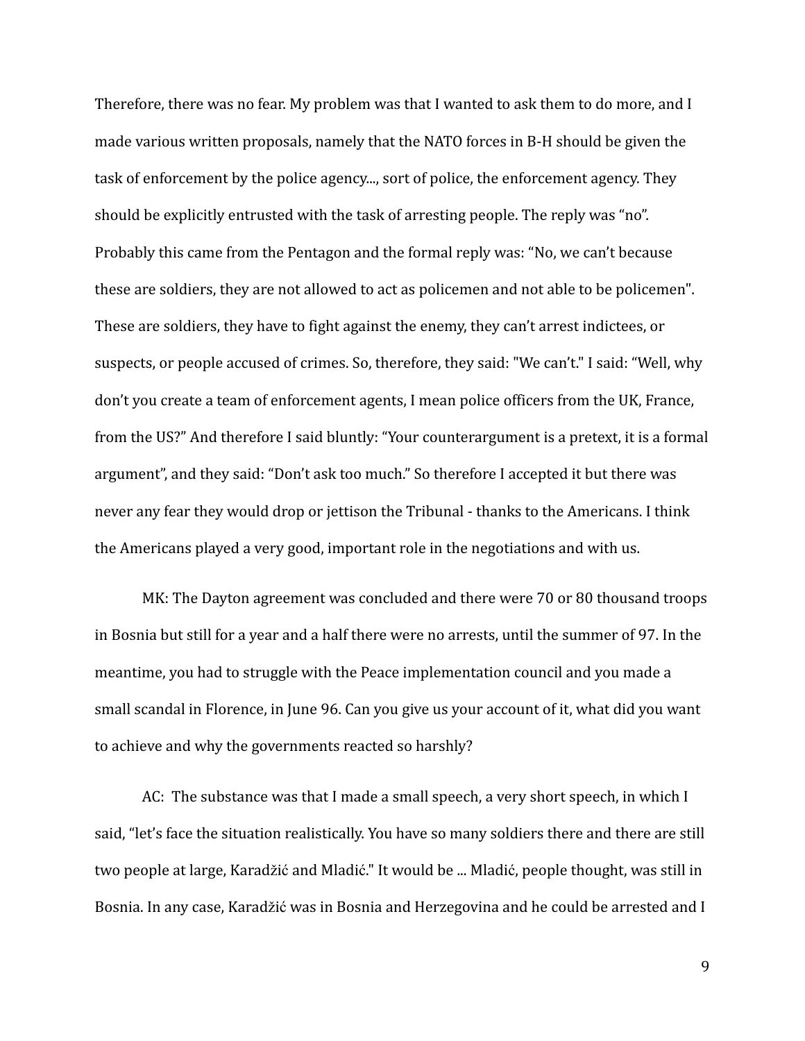Therefore, there was no fear. My problem was that I wanted to ask them to do more, and I made various written proposals, namely that the NATO forces in B-H should be given the task of enforcement by the police agency..., sort of police, the enforcement agency. They should be explicitly entrusted with the task of arresting people. The reply was "no". Probably this came from the Pentagon and the formal reply was: "No, we can't because these are soldiers, they are not allowed to act as policemen and not able to be policemen". These are soldiers, they have to fight against the enemy, they can't arrest indictees, or suspects, or people accused of crimes. So, therefore, they said: "We can't." I said: "Well, why don't you create a team of enforcement agents, I mean police officers from the UK, France, from the US?" And therefore I said bluntly: "Your counterargument is a pretext, it is a formal argument", and they said: "Don't ask too much." So therefore I accepted it but there was never any fear they would drop or jettison the Tribunal - thanks to the Americans. I think the Americans played a very good, important role in the negotiations and with us.

MK: The Dayton agreement was concluded and there were 70 or 80 thousand troops in Bosnia but still for a year and a half there were no arrests, until the summer of 97. In the meantime, you had to struggle with the Peace implementation council and you made a small scandal in Florence, in June 96. Can you give us your account of it, what did you want to achieve and why the governments reacted so harshly?

AC: The substance was that I made a small speech, a very short speech, in which I said, "let's face the situation realistically. You have so many soldiers there and there are still two people at large, Karadžić and Mladić." It would be ... Mladić, people thought, was still in Bosnia. In any case, Karadžić was in Bosnia and Herzegovina and he could be arrested and I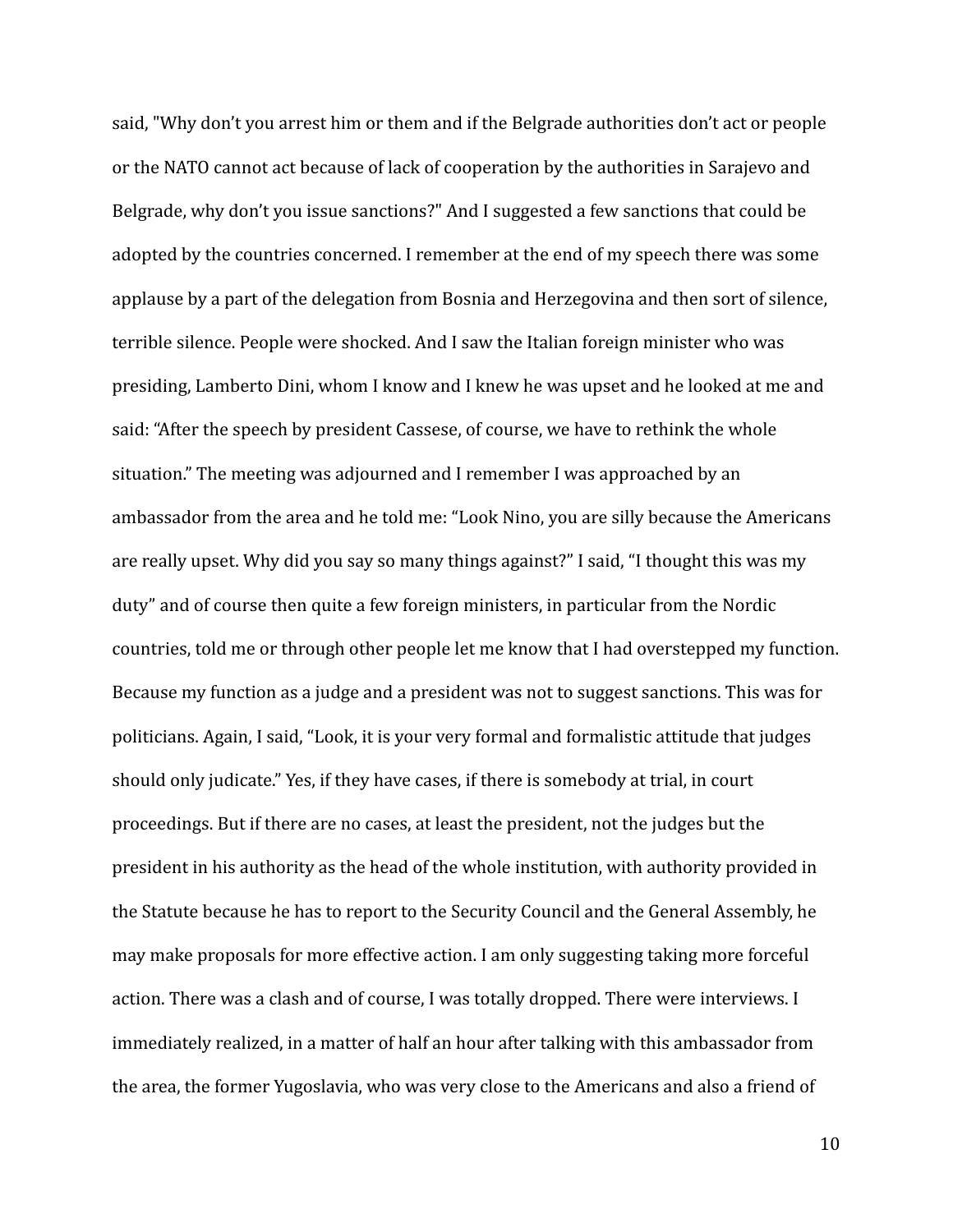said, "Why don't you arrest him or them and if the Belgrade authorities don't act or people or the NATO cannot act because of lack of cooperation by the authorities in Sarajevo and Belgrade, why don't you issue sanctions?" And I suggested a few sanctions that could be adopted by the countries concerned. I remember at the end of my speech there was some applause by a part of the delegation from Bosnia and Herzegovina and then sort of silence, terrible silence. People were shocked. And I saw the Italian foreign minister who was presiding, Lamberto Dini, whom I know and I knew he was upset and he looked at me and said: "After the speech by president Cassese, of course, we have to rethink the whole situation." The meeting was adjourned and I remember I was approached by an ambassador from the area and he told me: "Look Nino, you are silly because the Americans are really upset. Why did you say so many things against?" I said, "I thought this was my duty" and of course then quite a few foreign ministers, in particular from the Nordic countries, told me or through other people let me know that I had overstepped my function. Because my function as a judge and a president was not to suggest sanctions. This was for politicians. Again, I said, "Look, it is your very formal and formalistic attitude that judges should only judicate." Yes, if they have cases, if there is somebody at trial, in court proceedings. But if there are no cases, at least the president, not the judges but the president in his authority as the head of the whole institution, with authority provided in the Statute because he has to report to the Security Council and the General Assembly, he may make proposals for more effective action. I am only suggesting taking more forceful action. There was a clash and of course, I was totally dropped. There were interviews. I immediately realized, in a matter of half an hour after talking with this ambassador from the area, the former Yugoslavia, who was very close to the Americans and also a friend of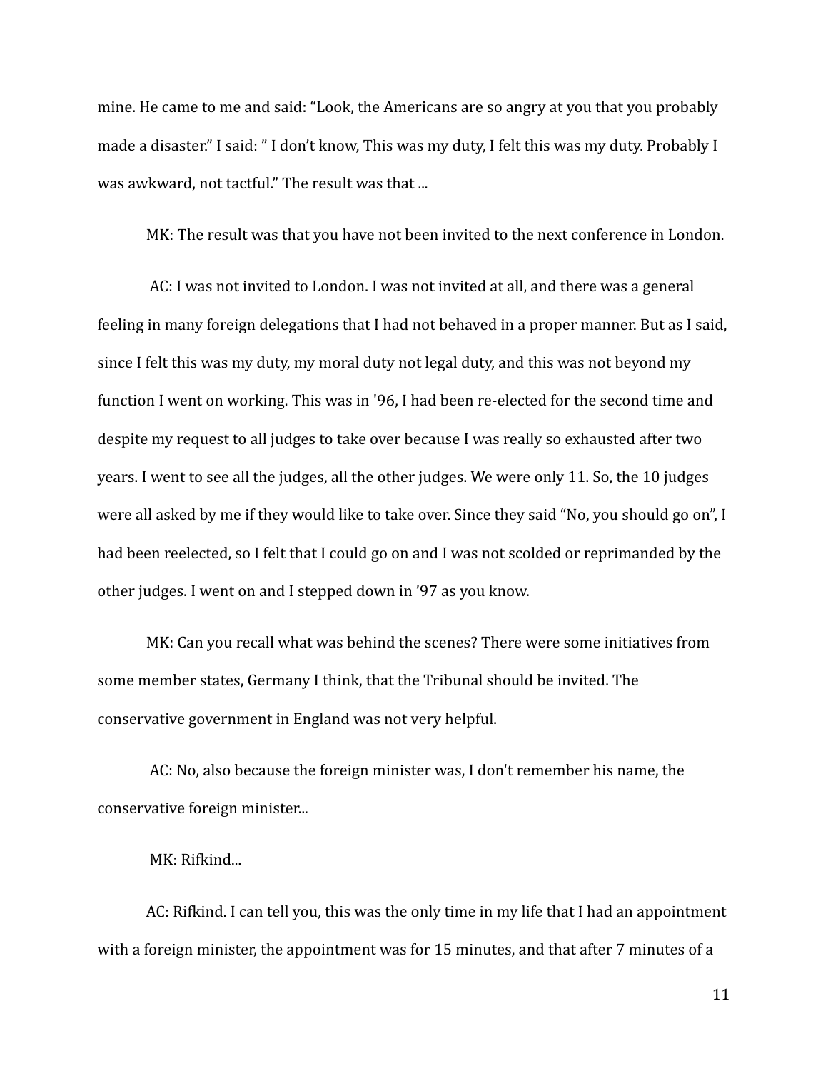mine. He came to me and said: “Look, the Americans are so angry at you that you probably made a disaster.” I said: ” I don’t know, This was my duty, I felt this was my duty. Probably I was awkward, not tactful.” The result was that ...

MK: The result was that you have not been invited to the next conference in London.

AC: I was not invited to London. I was not invited at all, and there was a general feeling in many foreign delegations that I had not behaved in a proper manner. But as I said, since I felt this was my duty, my moral duty not legal duty, and this was not beyond my function I went on working. This was in '96, I had been re-elected for the second time and despite my request to all judges to take over because I was really so exhausted after two years. I went to see all the judges, all the other judges. We were only 11. So, the 10 judges were all asked by me if they would like to take over. Since they said “No, you should go on”, I had been reelected, so I felt that I could go on and I was not scolded or reprimanded by the other judges. I went on and I stepped down in ’97 as you know.

MK: Can you recall what was behind the scenes? There were some initiatives from some member states, Germany I think, that the Tribunal should be invited. The conservative government in England was not very helpful.

AC: No, also because the foreign minister was, I don't remember his name, the conservative foreign minister...

MK: Rifkind...

AC: Rifkind. I can tell you, this was the only time in my life that I had an appointment with a foreign minister, the appointment was for 15 minutes, and that after 7 minutes of a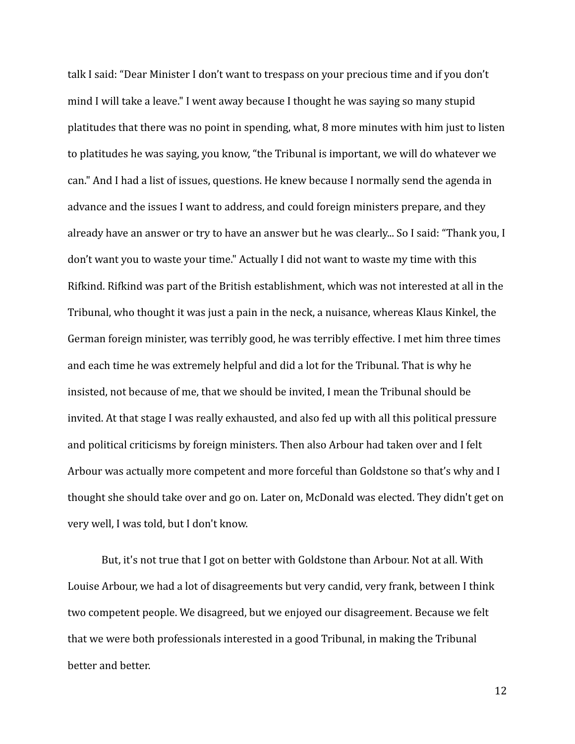talk I said: “Dear Minister I don’t want to trespass on your precious time and if you don’t mind I will take a leave." I went away because I thought he was saying so many stupid platitudes that there was no point in spending, what, 8 more minutes with him just to listen to platitudes he was saying, you know, “the Tribunal is important, we will do whatever we can." And I had a list of issues, questions. He knew because I normally send the agenda in advance and the issues I want to address, and could foreign ministers prepare, and they already have an answer or try to have an answer but he was clearly... So I said: “Thank you, I don’t want you to waste your time." Actually I did not want to waste my time with this Rifkind. Rifkind was part of the British establishment, which was not interested at all in the Tribunal, who thought it was just a pain in the neck, a nuisance, whereas Klaus Kinkel, the German foreign minister, was terribly good, he was terribly effective. I met him three times and each time he was extremely helpful and did a lot for the Tribunal. That is why he insisted, not because of me, that we should be invited, I mean the Tribunal should be invited. At that stage I was really exhausted, and also fed up with all this political pressure and political criticisms by foreign ministers. Then also Arbour had taken over and I felt Arbour was actually more competent and more forceful than Goldstone so that’s why and I thought she should take over and go on. Later on, McDonald was elected. They didn't get on very well, I was told, but I don't know.

But, it's not true that I got on better with Goldstone than Arbour. Not at all. With Louise Arbour, we had a lot of disagreements but very candid, very frank, between I think two competent people. We disagreed, but we enjoyed our disagreement. Because we felt that we were both professionals interested in a good Tribunal, in making the Tribunal better and better.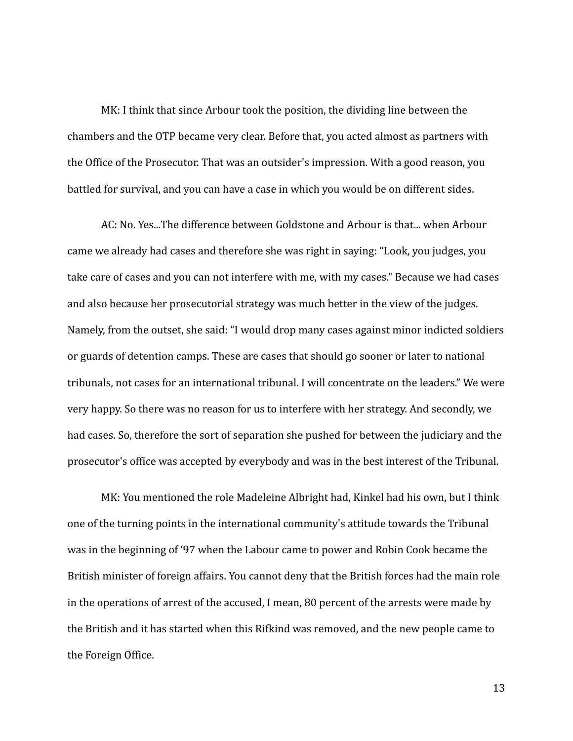MK: I think that since Arbour took the position, the dividing line between the chambers and the OTP became very clear. Before that, you acted almost as partners with the Office of the Prosecutor. That was an outsider's impression. With a good reason, you battled for survival, and you can have a case in which you would be on different sides.

AC: No. Yes...The difference between Goldstone and Arbour is that... when Arbour came we already had cases and therefore she was right in saying: "Look, you judges, you take care of cases and you can not interfere with me, with my cases." Because we had cases and also because her prosecutorial strategy was much better in the view of the judges. Namely, from the outset, she said: "I would drop many cases against minor indicted soldiers or guards of detention camps. These are cases that should go sooner or later to national tribunals, not cases for an international tribunal. I will concentrate on the leaders." We were very happy. So there was no reason for us to interfere with her strategy. And secondly, we had cases. So, therefore the sort of separation she pushed for between the judiciary and the prosecutor's office was accepted by everybody and was in the best interest of the Tribunal.

MK: You mentioned the role Madeleine Albright had, Kinkel had his own, but I think one of the turning points in the international community's attitude towards the Tribunal was in the beginning of '97 when the Labour came to power and Robin Cook became the British minister of foreign affairs. You cannot deny that the British forces had the main role in the operations of arrest of the accused, I mean, 80 percent of the arrests were made by the British and it has started when this Rifkind was removed, and the new people came to the Foreign Office.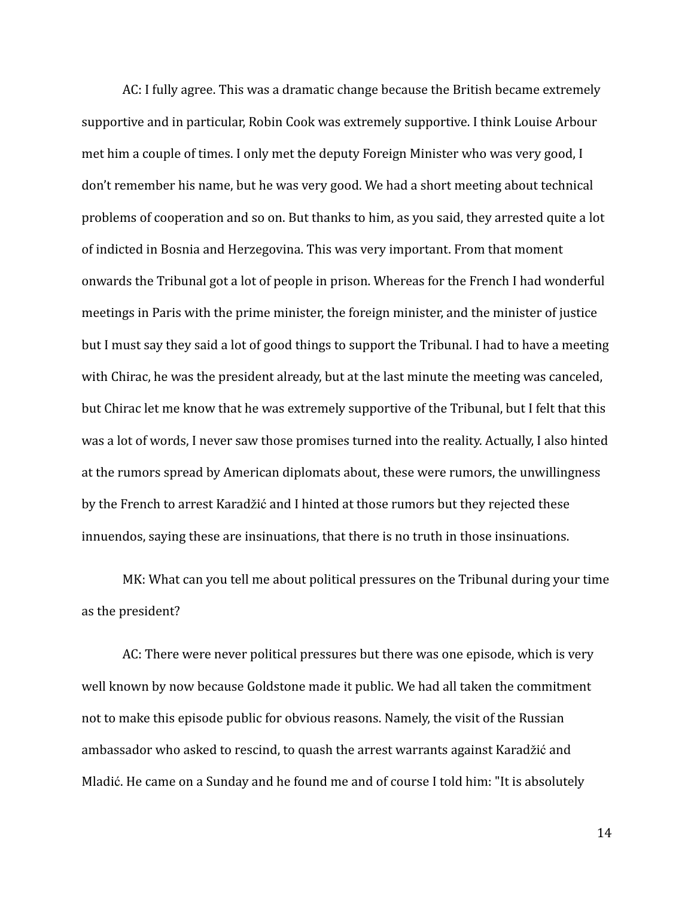AC: I fully agree. This was a dramatic change because the British became extremely supportive and in particular, Robin Cook was extremely supportive. I think Louise Arbour met him a couple of times. I only met the deputy Foreign Minister who was very good, I don't remember his name, but he was very good. We had a short meeting about technical problems of cooperation and so on. But thanks to him, as you said, they arrested quite a lot of indicted in Bosnia and Herzegovina. This was very important. From that moment onwards the Tribunal got a lot of people in prison. Whereas for the French I had wonderful meetings in Paris with the prime minister, the foreign minister, and the minister of justice but I must say they said a lot of good things to support the Tribunal. I had to have a meeting with Chirac, he was the president already, but at the last minute the meeting was canceled, but Chirac let me know that he was extremely supportive of the Tribunal, but I felt that this was a lot of words, I never saw those promises turned into the reality. Actually, I also hinted at the rumors spread by American diplomats about, these were rumors, the unwillingness by the French to arrest Karadžić and I hinted at those rumors but they rejected these innuendos, saying these are insinuations, that there is no truth in those insinuations.

MK: What can you tell me about political pressures on the Tribunal during your time as the president?

AC: There were never political pressures but there was one episode, which is very well known by now because Goldstone made it public. We had all taken the commitment not to make this episode public for obvious reasons. Namely, the visit of the Russian ambassador who asked to rescind, to quash the arrest warrants against Karadžić and Mladić. He came on a Sunday and he found me and of course I told him: "It is absolutely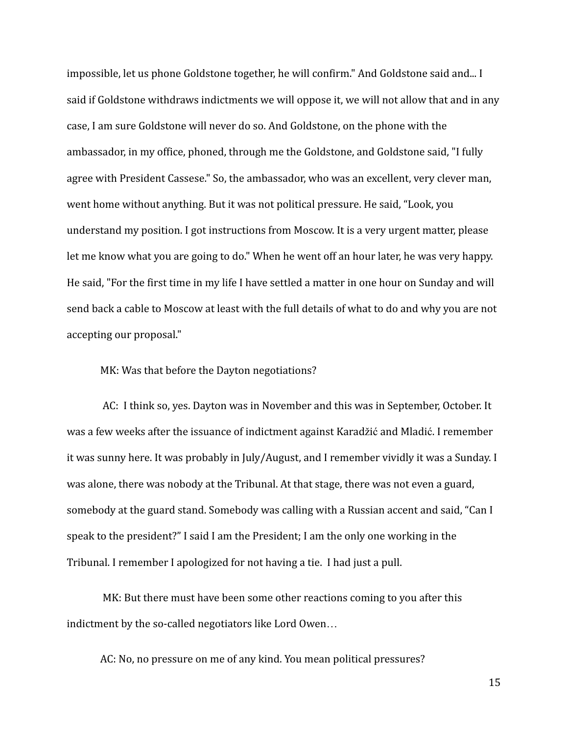impossible, let us phone Goldstone together, he will confirm." And Goldstone said and... I said if Goldstone withdraws indictments we will oppose it, we will not allow that and in any case, I am sure Goldstone will never do so. And Goldstone, on the phone with the ambassador, in my office, phoned, through me the Goldstone, and Goldstone said, "I fully agree with President Cassese." So, the ambassador, who was an excellent, very clever man, went home without anything. But it was not political pressure. He said, "Look, you understand my position. I got instructions from Moscow. It is a very urgent matter, please let me know what you are going to do." When he went off an hour later, he was very happy. He said, "For the first time in my life I have settled a matter in one hour on Sunday and will send back a cable to Moscow at least with the full details of what to do and why you are not accepting our proposal."

MK: Was that before the Dayton negotiations?

AC: I think so, yes. Dayton was in November and this was in September, October. It was a few weeks after the issuance of indictment against Karadžić and Mladić. I remember it was sunny here. It was probably in July/August, and I remember vividly it was a Sunday. I was alone, there was nobody at the Tribunal. At that stage, there was not even a guard, somebody at the guard stand. Somebody was calling with a Russian accent and said, "Can I speak to the president?" I said I am the President; I am the only one working in the Tribunal. I remember I apologized for not having a tie. I had just a pull.

MK: But there must have been some other reactions coming to you after this indictment by the so-called negotiators like Lord Owen…

AC: No, no pressure on me of any kind. You mean political pressures?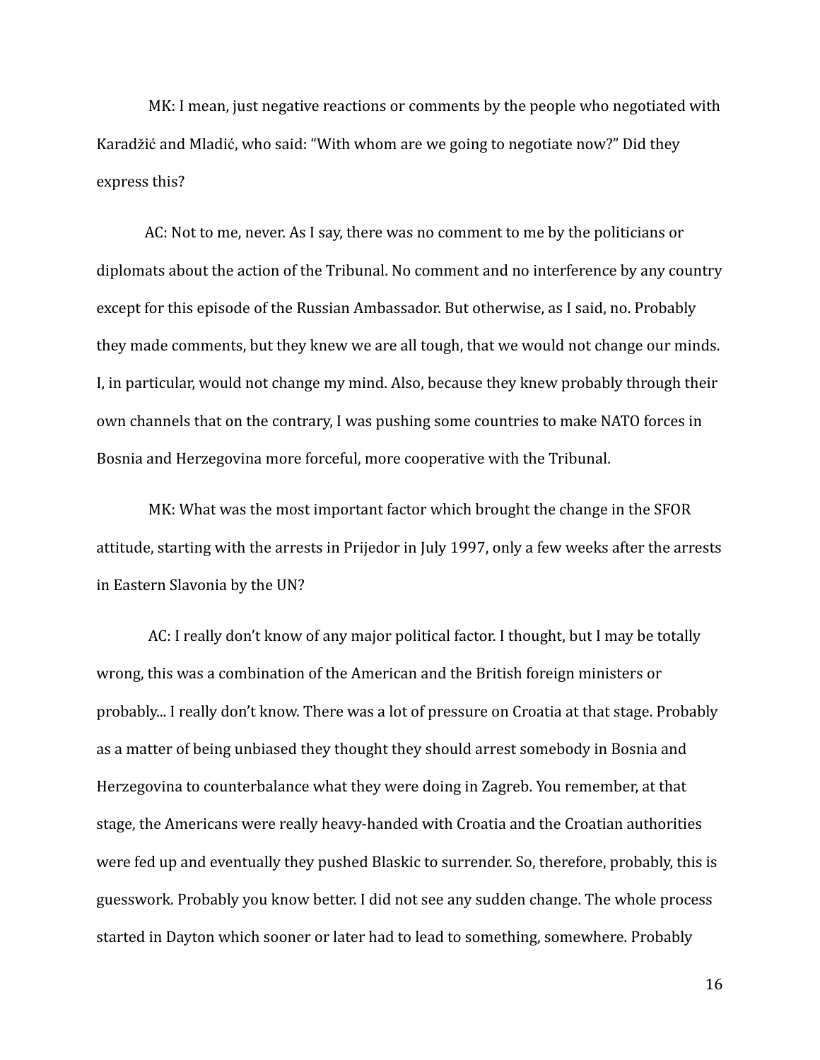MK: I mean, just negative reactions or comments by the people who negotiated with Karadžić and Mladić, who said: "With whom are we going to negotiate now?" Did they express this?

AC: Not to me, never. As I say, there was no comment to me by the politicians or diplomats about the action of the Tribunal. No comment and no interference by any country except for this episode of the Russian Ambassador. But otherwise, as I said, no. Probably they made comments, but they knew we are all tough, that we would not change our minds. I, in particular, would not change my mind. Also, because they knew probably through their own channels that on the contrary, I was pushing some countries to make NATO forces in Bosnia and Herzegovina more forceful, more cooperative with the Tribunal.

MK: What was the most important factor which brought the change in the SFOR attitude, starting with the arrests in Prijedor in July 1997, only a few weeks after the arrests in Eastern Slavonia by the UN?

AC: I really don't know of any major political factor. I thought, but I may be totally wrong, this was a combination of the American and the British foreign ministers or probably... I really don't know. There was a lot of pressure on Croatia at that stage. Probably as a matter of being unbiased they thought they should arrest somebody in Bosnia and Herzegovina to counterbalance what they were doing in Zagreb. You remember, at that stage, the Americans were really heavy-handed with Croatia and the Croatian authorities were fed up and eventually they pushed Blaskic to surrender. So, therefore, probably, this is guesswork. Probably you know better. I did not see any sudden change. The whole process started in Dayton which sooner or later had to lead to something, somewhere. Probably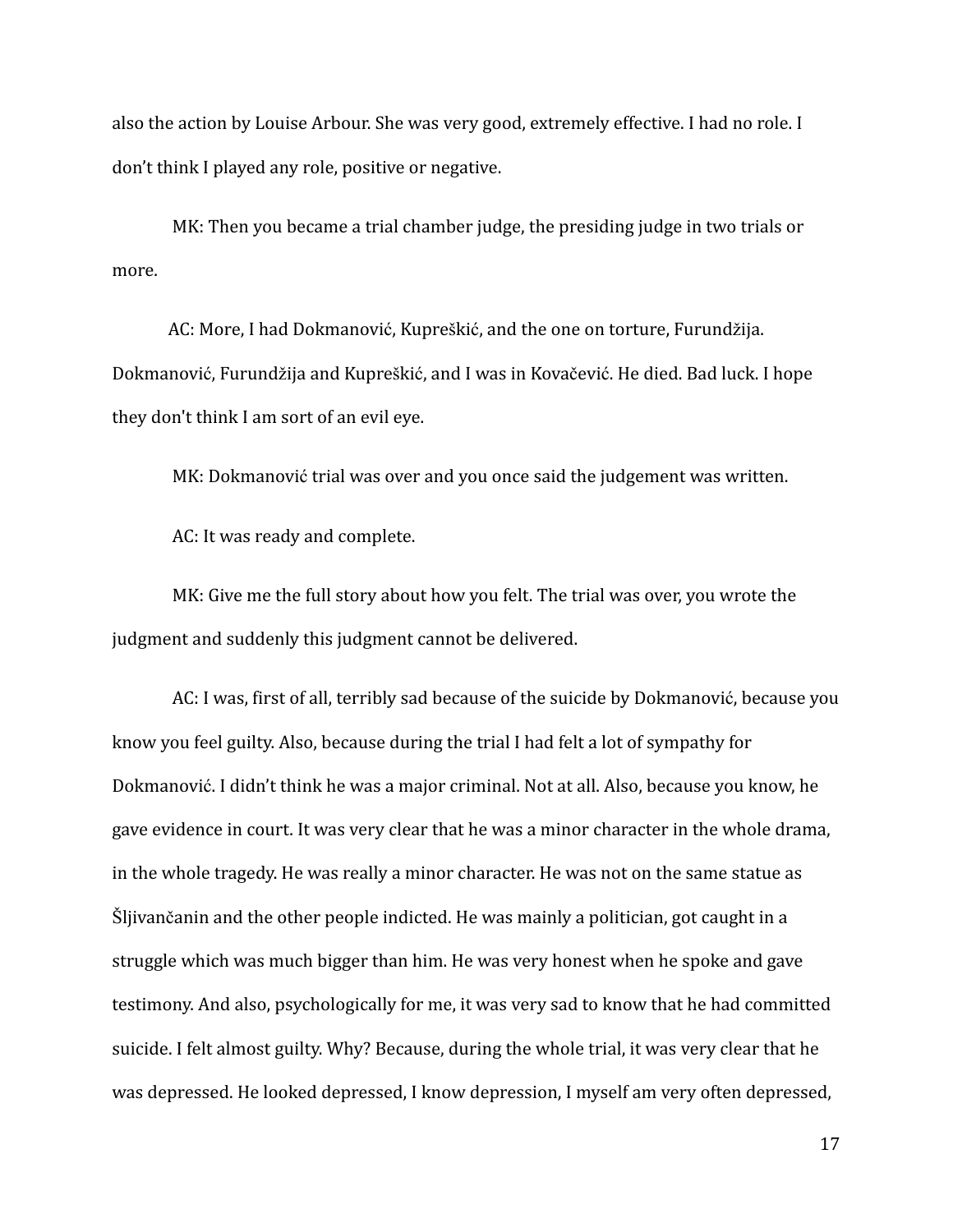also the action by Louise Arbour. She was very good, extremely effective. I had no role. I don't think I played any role, positive or negative.

MK: Then you became a trial chamber judge, the presiding judge in two trials or more.

AC: More, I had Dokmanović, Kupreškić, and the one on torture, Furundžija. Dokmanović, Furundžija and Kupreškić, and I was in Kovačević. He died. Bad luck. I hope they don't think I am sort of an evil eye.

MK: Dokmanović trial was over and you once said the judgement was written.

AC: It was ready and complete.

MK: Give me the full story about how you felt. The trial was over, you wrote the judgment and suddenly this judgment cannot be delivered.

AC: I was, first of all, terribly sad because of the suicide by Dokmanović, because you know you feel guilty. Also, because during the trial I had felt a lot of sympathy for Dokmanović. I didn't think he was a major criminal. Not at all. Also, because you know, he gave evidence in court. It was very clear that he was a minor character in the whole drama, in the whole tragedy. He was really a minor character. He was not on the same statue as Šljivančanin and the other people indicted. He was mainly a politician, got caught in a struggle which was much bigger than him. He was very honest when he spoke and gave testimony. And also, psychologically for me, it was very sad to know that he had committed suicide. I felt almost guilty. Why? Because, during the whole trial, it was very clear that he was depressed. He looked depressed, I know depression, I myself am very often depressed,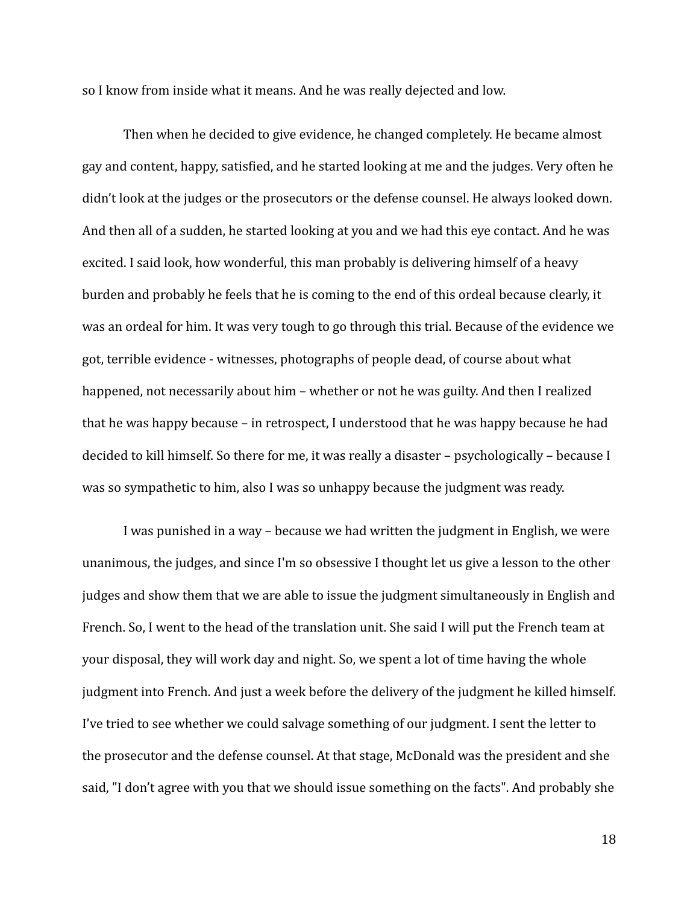so I know from inside what it means. And he was really dejected and low.

Then when he decided to give evidence, he changed completely. He became almost gay and content, happy, satisfied, and he started looking at me and the judges. Very often he didn't look at the judges or the prosecutors or the defense counsel. He always looked down. And then all of a sudden, he started looking at you and we had this eye contact. And he was excited. I said look, how wonderful, this man probably is delivering himself of a heavy burden and probably he feels that he is coming to the end of this ordeal because clearly, it was an ordeal for him. It was very tough to go through this trial. Because of the evidence we got, terrible evidence - witnesses, photographs of people dead, of course about what happened, not necessarily about him – whether or not he was guilty. And then I realized that he was happy because – in retrospect, I understood that he was happy because he had decided to kill himself. So there for me, it was really a disaster – psychologically – because I was so sympathetic to him, also I was so unhappy because the judgment was ready.

I was punished in a way – because we had written the judgment in English, we were unanimous, the judges, and since I'm so obsessive I thought let us give a lesson to the other judges and show them that we are able to issue the judgment simultaneously in English and French. So, I went to the head of the translation unit. She said I will put the French team at your disposal, they will work day and night. So, we spent a lot of time having the whole judgment into French. And just a week before the delivery of the judgment he killed himself. I've tried to see whether we could salvage something of our judgment. I sent the letter to the prosecutor and the defense counsel. At that stage, McDonald was the president and she said, "I don't agree with you that we should issue something on the facts". And probably she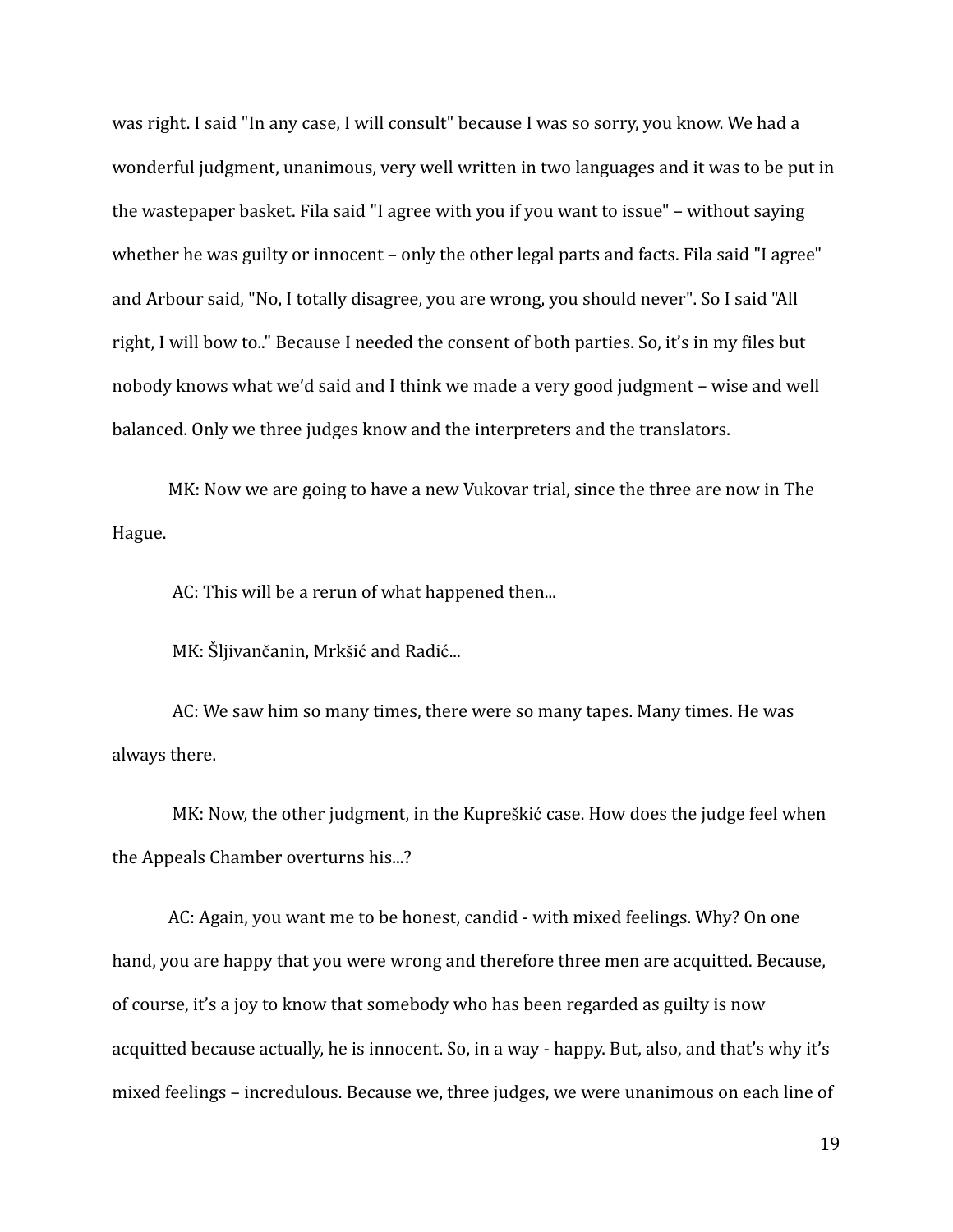was right. I said "In any case, I will consult" because I was so sorry, you know. We had a wonderful judgment, unanimous, very well written in two languages and it was to be put in the wastepaper basket. Fila said "I agree with you if you want to issue" – without saying whether he was guilty or innocent – only the other legal parts and facts. Fila said "I agree" and Arbour said, "No, I totally disagree, you are wrong, you should never". So I said "All right, I will bow to.." Because I needed the consent of both parties. So, it's in my files but nobody knows what we'd said and I think we made a very good judgment – wise and well balanced. Only we three judges know and the interpreters and the translators.

MK: Now we are going to have a new Vukovar trial, since the three are now in The Hague.

AC: This will be a rerun of what happened then...

MK: Šljivančanin, Mrkšić and Radić...

AC: We saw him so many times, there were so many tapes. Many times. He was always there.

MK: Now, the other judgment, in the Kupreškić case. How does the judge feel when the Appeals Chamber overturns his...?

AC: Again, you want me to be honest, candid - with mixed feelings. Why? On one hand, you are happy that you were wrong and therefore three men are acquitted. Because, of course, it's a joy to know that somebody who has been regarded as guilty is now acquitted because actually, he is innocent. So, in a way - happy. But, also, and that's why it's mixed feelings – incredulous. Because we, three judges, we were unanimous on each line of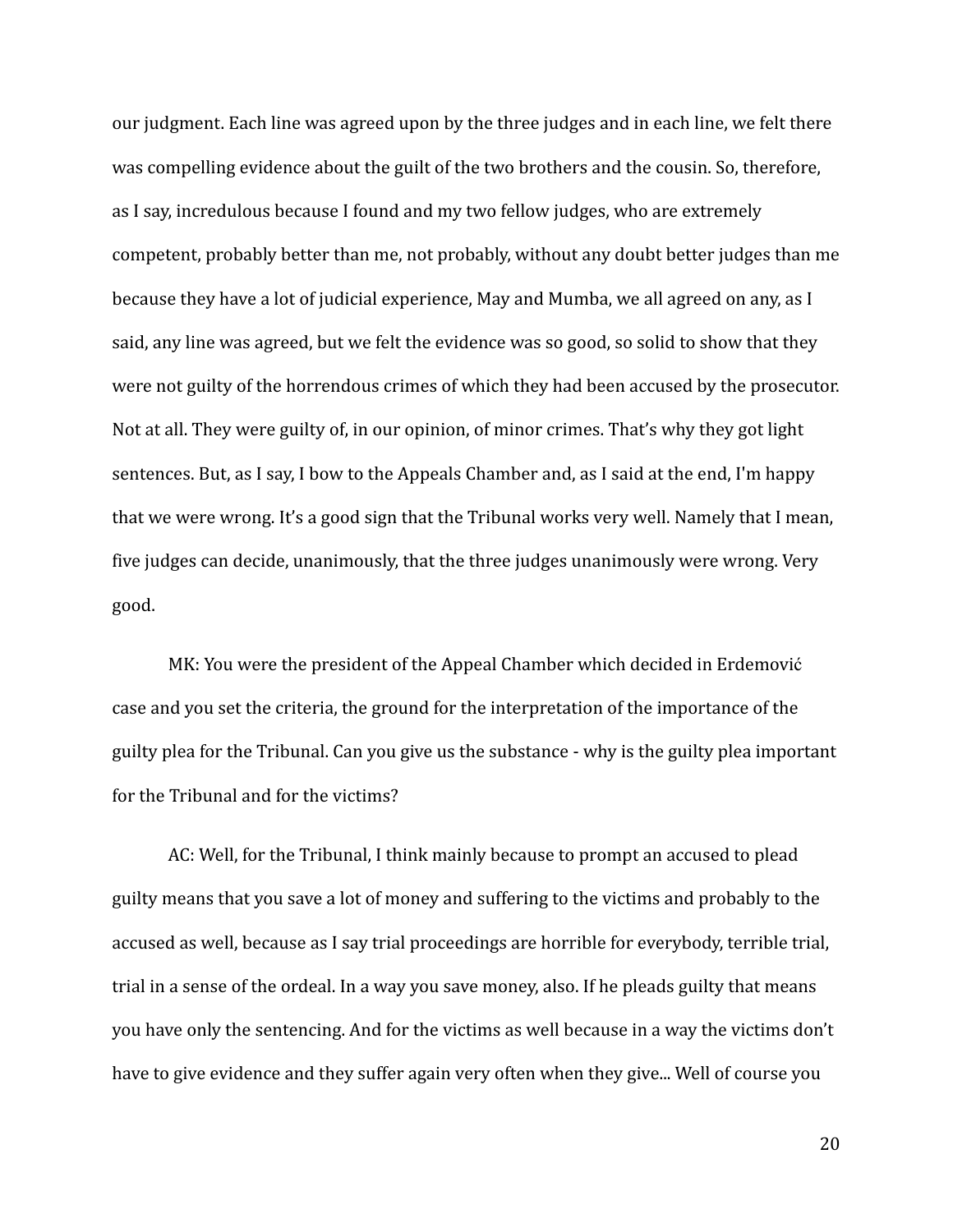our judgment. Each line was agreed upon by the three judges and in each line, we felt there was compelling evidence about the guilt of the two brothers and the cousin. So, therefore, as I say, incredulous because I found and my two fellow judges, who are extremely competent, probably better than me, not probably, without any doubt better judges than me because they have a lot of judicial experience, May and Mumba, we all agreed on any, as I said, any line was agreed, but we felt the evidence was so good, so solid to show that they were not guilty of the horrendous crimes of which they had been accused by the prosecutor. Not at all. They were guilty of, in our opinion, of minor crimes. That's why they got light sentences. But, as I say, I bow to the Appeals Chamber and, as I said at the end, I'm happy that we were wrong. It's a good sign that the Tribunal works very well. Namely that I mean, five judges can decide, unanimously, that the three judges unanimously were wrong. Very good.

MK: You were the president of the Appeal Chamber which decided in Erdemović case and you set the criteria, the ground for the interpretation of the importance of the guilty plea for the Tribunal. Can you give us the substance - why is the guilty plea important for the Tribunal and for the victims?

AC: Well, for the Tribunal, I think mainly because to prompt an accused to plead guilty means that you save a lot of money and suffering to the victims and probably to the accused as well, because as I say trial proceedings are horrible for everybody, terrible trial, trial in a sense of the ordeal. In a way you save money, also. If he pleads guilty that means you have only the sentencing. And for the victims as well because in a way the victims don't have to give evidence and they suffer again very often when they give... Well of course you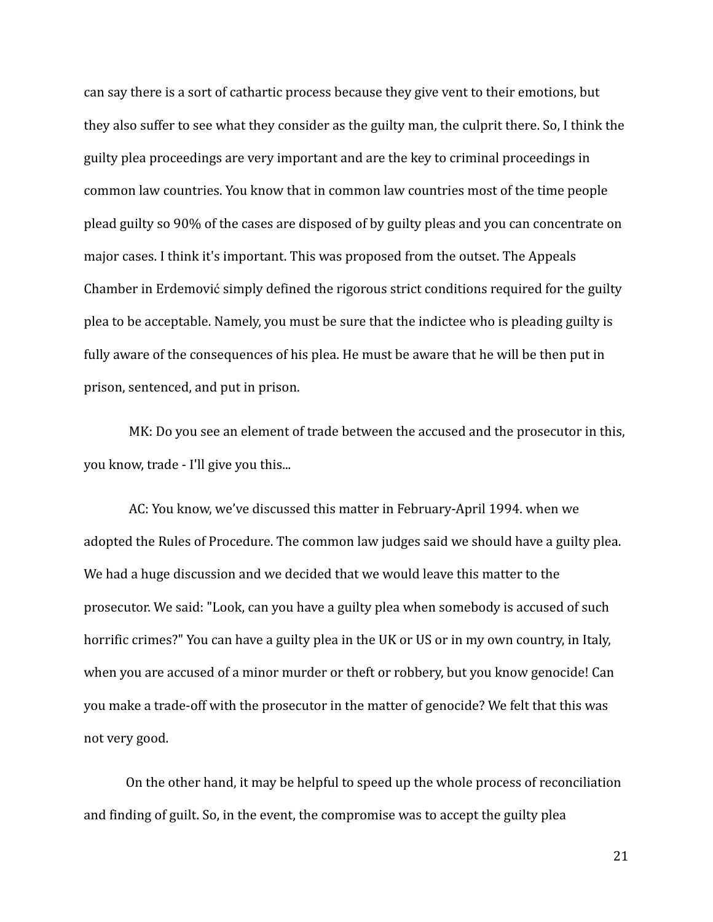can say there is a sort of cathartic process because they give vent to their emotions, but they also suffer to see what they consider as the guilty man, the culprit there. So, I think the guilty plea proceedings are very important and are the key to criminal proceedings in common law countries. You know that in common law countries most of the time people plead guilty so 90% of the cases are disposed of by guilty pleas and you can concentrate on major cases. I think it's important. This was proposed from the outset. The Appeals Chamber in Erdemović simply defined the rigorous strict conditions required for the guilty plea to be acceptable. Namely, you must be sure that the indictee who is pleading guilty is fully aware of the consequences of his plea. He must be aware that he will be then put in prison, sentenced, and put in prison.

MK: Do you see an element of trade between the accused and the prosecutor in this, you know, trade - I'll give you this...

AC: You know, we've discussed this matter in February-April 1994. when we adopted the Rules of Procedure. The common law judges said we should have a guilty plea. We had a huge discussion and we decided that we would leave this matter to the prosecutor. We said: "Look, can you have a guilty plea when somebody is accused of such horrific crimes?" You can have a guilty plea in the UK or US or in my own country, in Italy, when you are accused of a minor murder or theft or robbery, but you know genocide! Can you make a trade-off with the prosecutor in the matter of genocide? We felt that this was not very good.

On the other hand, it may be helpful to speed up the whole process of reconciliation and finding of guilt. So, in the event, the compromise was to accept the guilty plea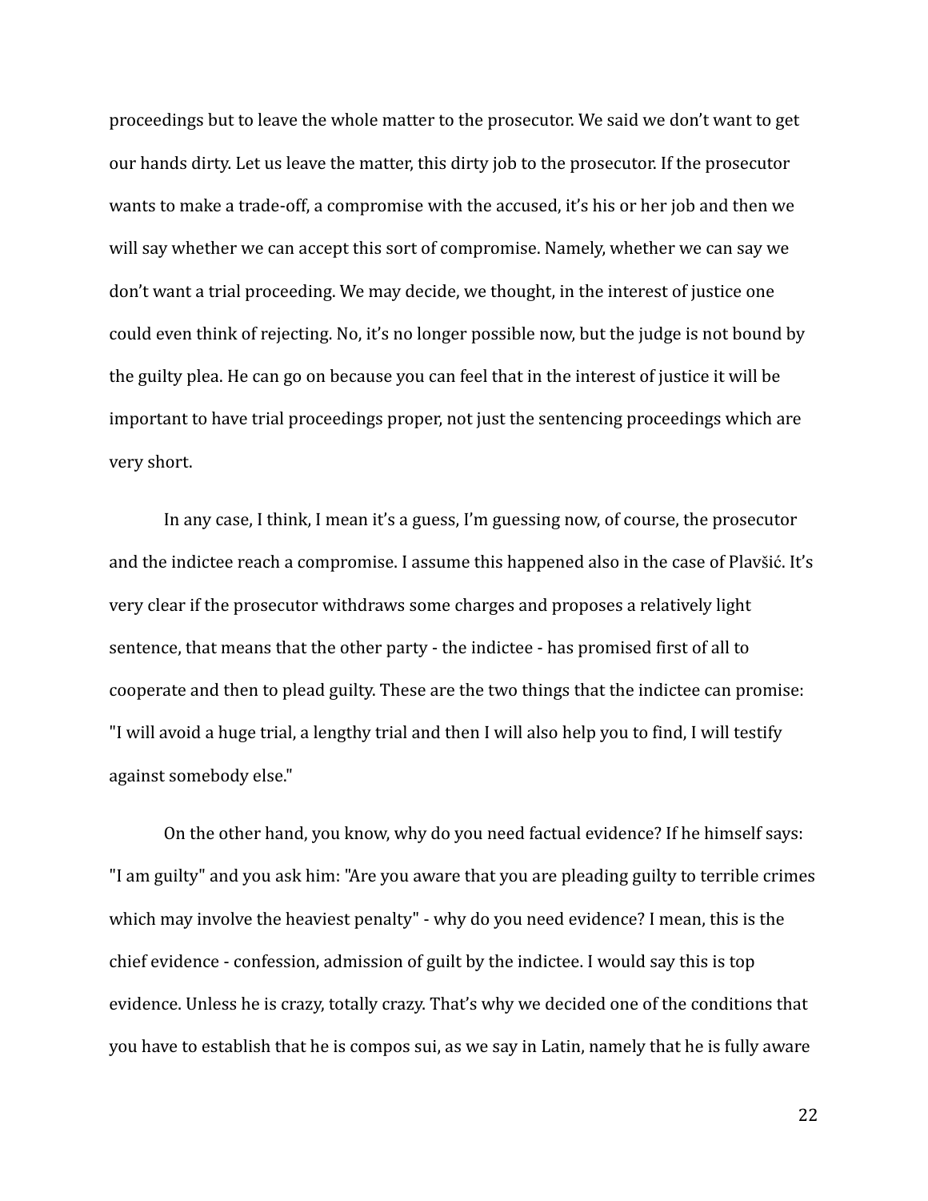proceedings but to leave the whole matter to the prosecutor. We said we don't want to get our hands dirty. Let us leave the matter, this dirty job to the prosecutor. If the prosecutor wants to make a trade-off, a compromise with the accused, it's his or her job and then we will say whether we can accept this sort of compromise. Namely, whether we can say we don't want a trial proceeding. We may decide, we thought, in the interest of justice one could even think of rejecting. No, it's no longer possible now, but the judge is not bound by the guilty plea. He can go on because you can feel that in the interest of justice it will be important to have trial proceedings proper, not just the sentencing proceedings which are very short.

In any case, I think, I mean it's a guess, I'm guessing now, of course, the prosecutor and the indictee reach a compromise. I assume this happened also in the case of Plavšić. It's very clear if the prosecutor withdraws some charges and proposes a relatively light sentence, that means that the other party - the indictee - has promised first of all to cooperate and then to plead guilty. These are the two things that the indictee can promise: "I will avoid a huge trial, a lengthy trial and then I will also help you to find, I will testify against somebody else."

On the other hand, you know, why do you need factual evidence? If he himself says: "I am guilty" and you ask him: "Are you aware that you are pleading guilty to terrible crimes which may involve the heaviest penalty" - why do you need evidence? I mean, this is the chief evidence - confession, admission of guilt by the indictee. I would say this is top evidence. Unless he is crazy, totally crazy. That's why we decided one of the conditions that you have to establish that he is compos sui, as we say in Latin, namely that he is fully aware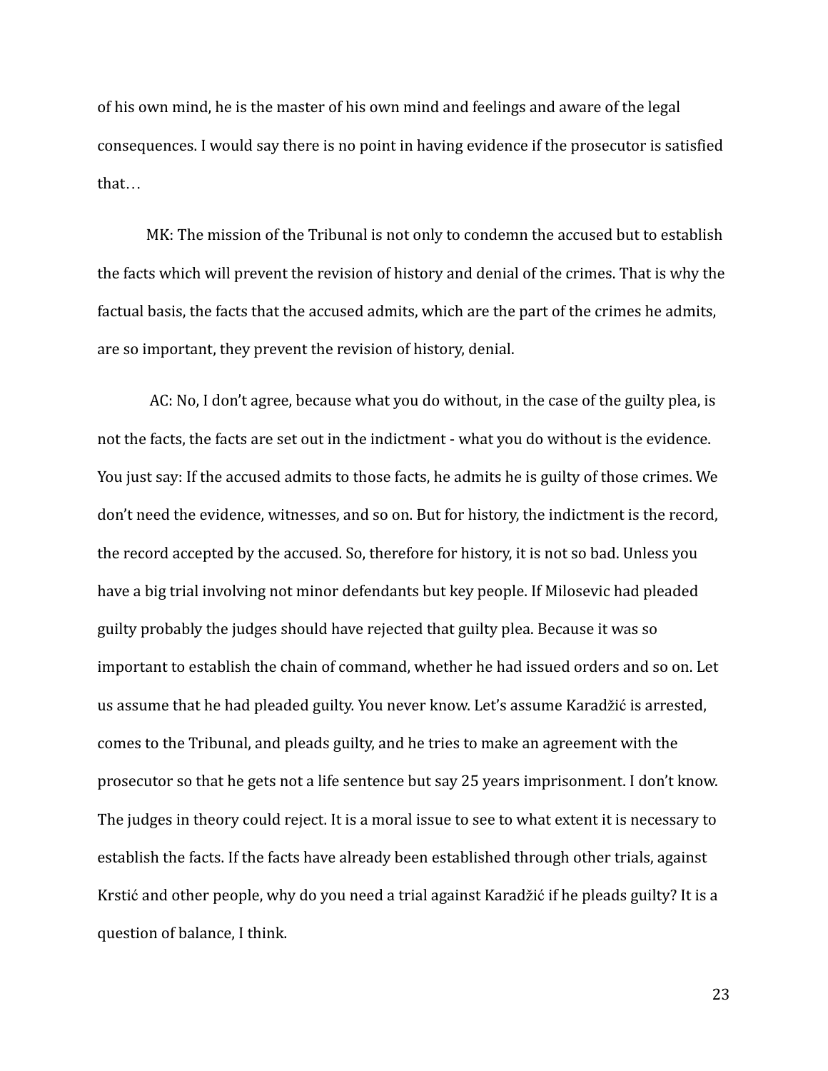of his own mind, he is the master of his own mind and feelings and aware of the legal consequences. I would say there is no point in having evidence if the prosecutor is satisfied that…

MK: The mission of the Tribunal is not only to condemn the accused but to establish the facts which will prevent the revision of history and denial of the crimes. That is why the factual basis, the facts that the accused admits, which are the part of the crimes he admits, are so important, they prevent the revision of history, denial.

AC: No, I don't agree, because what you do without, in the case of the guilty plea, is not the facts, the facts are set out in the indictment - what you do without is the evidence. You just say: If the accused admits to those facts, he admits he is guilty of those crimes. We don't need the evidence, witnesses, and so on. But for history, the indictment is the record, the record accepted by the accused. So, therefore for history, it is not so bad. Unless you have a big trial involving not minor defendants but key people. If Milosevic had pleaded guilty probably the judges should have rejected that guilty plea. Because it was so important to establish the chain of command, whether he had issued orders and so on. Let us assume that he had pleaded guilty. You never know. Let's assume Karadžić is arrested, comes to the Tribunal, and pleads guilty, and he tries to make an agreement with the prosecutor so that he gets not a life sentence but say 25 years imprisonment. I don't know. The judges in theory could reject. It is a moral issue to see to what extent it is necessary to establish the facts. If the facts have already been established through other trials, against Krstić and other people, why do you need a trial against Karadžić if he pleads guilty? It is a question of balance, I think.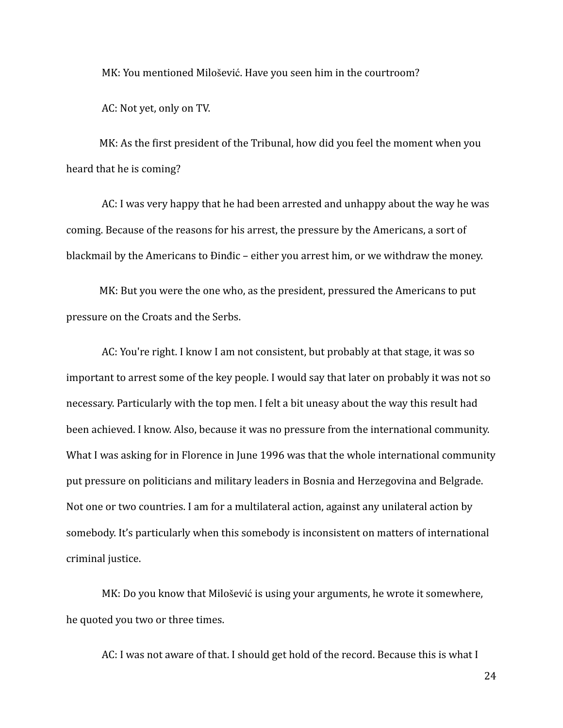MK: You mentioned Milošević. Have you seen him in the courtroom?

AC: Not yet, only on TV.

MK: As the first president of the Tribunal, how did you feel the moment when you heard that he is coming?

AC: I was very happy that he had been arrested and unhappy about the way he was coming. Because of the reasons for his arrest, the pressure by the Americans, a sort of blackmail by the Americans to Đinđic – either you arrest him, or we withdraw the money.

MK: But you were the one who, as the president, pressured the Americans to put pressure on the Croats and the Serbs.

AC: You're right. I know I am not consistent, but probably at that stage, it was so important to arrest some of the key people. I would say that later on probably it was not so necessary. Particularly with the top men. I felt a bit uneasy about the way this result had been achieved. I know. Also, because it was no pressure from the international community. What I was asking for in Florence in June 1996 was that the whole international community put pressure on politicians and military leaders in Bosnia and Herzegovina and Belgrade. Not one or two countries. I am for a multilateral action, against any unilateral action by somebody. It's particularly when this somebody is inconsistent on matters of international criminal justice.

MK: Do you know that Milošević is using your arguments, he wrote it somewhere, he quoted you two or three times.

AC: I was not aware of that. I should get hold of the record. Because this is what I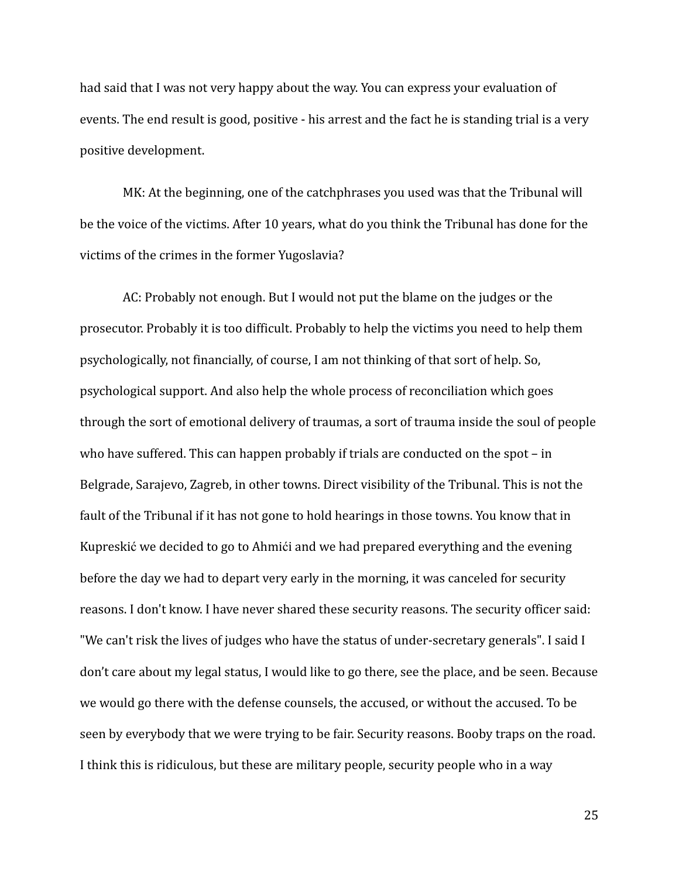had said that I was not very happy about the way. You can express your evaluation of events. The end result is good, positive - his arrest and the fact he is standing trial is a very positive development.

MK: At the beginning, one of the catchphrases you used was that the Tribunal will be the voice of the victims. After 10 years, what do you think the Tribunal has done for the victims of the crimes in the former Yugoslavia?

AC: Probably not enough. But I would not put the blame on the judges or the prosecutor. Probably it is too difficult. Probably to help the victims you need to help them psychologically, not financially, of course, I am not thinking of that sort of help. So, psychological support. And also help the whole process of reconciliation which goes through the sort of emotional delivery of traumas, a sort of trauma inside the soul of people who have suffered. This can happen probably if trials are conducted on the spot – in Belgrade, Sarajevo, Zagreb, in other towns. Direct visibility of the Tribunal. This is not the fault of the Tribunal if it has not gone to hold hearings in those towns. You know that in Kupreskić we decided to go to Ahmići and we had prepared everything and the evening before the day we had to depart very early in the morning, it was canceled for security reasons. I don't know. I have never shared these security reasons. The security officer said: "We can't risk the lives of judges who have the status of under-secretary generals". I said I don't care about my legal status, I would like to go there, see the place, and be seen. Because we would go there with the defense counsels, the accused, or without the accused. To be seen by everybody that we were trying to be fair. Security reasons. Booby traps on the road. I think this is ridiculous, but these are military people, security people who in a way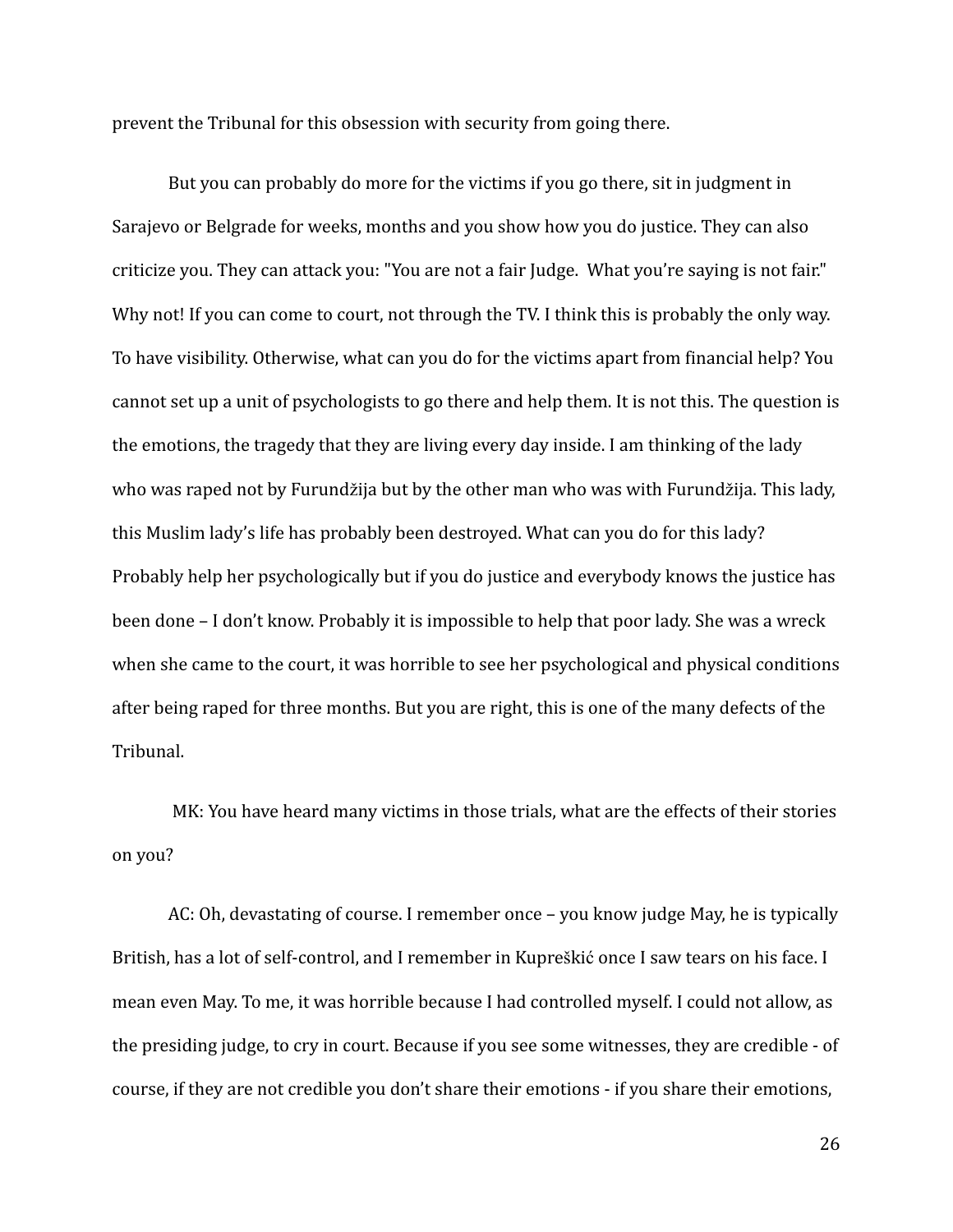prevent the Tribunal for this obsession with security from going there.

But you can probably do more for the victims if you go there, sit in judgment in Sarajevo or Belgrade for weeks, months and you show how you do justice. They can also criticize you. They can attack you: "You are not a fair Judge. What you're saying is not fair." Why not! If you can come to court, not through the TV. I think this is probably the only way. To have visibility. Otherwise, what can you do for the victims apart from financial help? You cannot set up a unit of psychologists to go there and help them. It is not this. The question is the emotions, the tragedy that they are living every day inside. I am thinking of the lady who was raped not by Furundžija but by the other man who was with Furundžija. This lady, this Muslim lady's life has probably been destroyed. What can you do for this lady? Probably help her psychologically but if you do justice and everybody knows the justice has been done – I don't know. Probably it is impossible to help that poor lady. She was a wreck when she came to the court, it was horrible to see her psychological and physical conditions after being raped for three months. But you are right, this is one of the many defects of the Tribunal.

MK: You have heard many victims in those trials, what are the effects of their stories on you?

AC: Oh, devastating of course. I remember once – you know judge May, he is typically British, has a lot of self-control, and I remember in Kupreškić once I saw tears on his face. I mean even May. To me, it was horrible because I had controlled myself. I could not allow, as the presiding judge, to cry in court. Because if you see some witnesses, they are credible - of course, if they are not credible you don't share their emotions - if you share their emotions,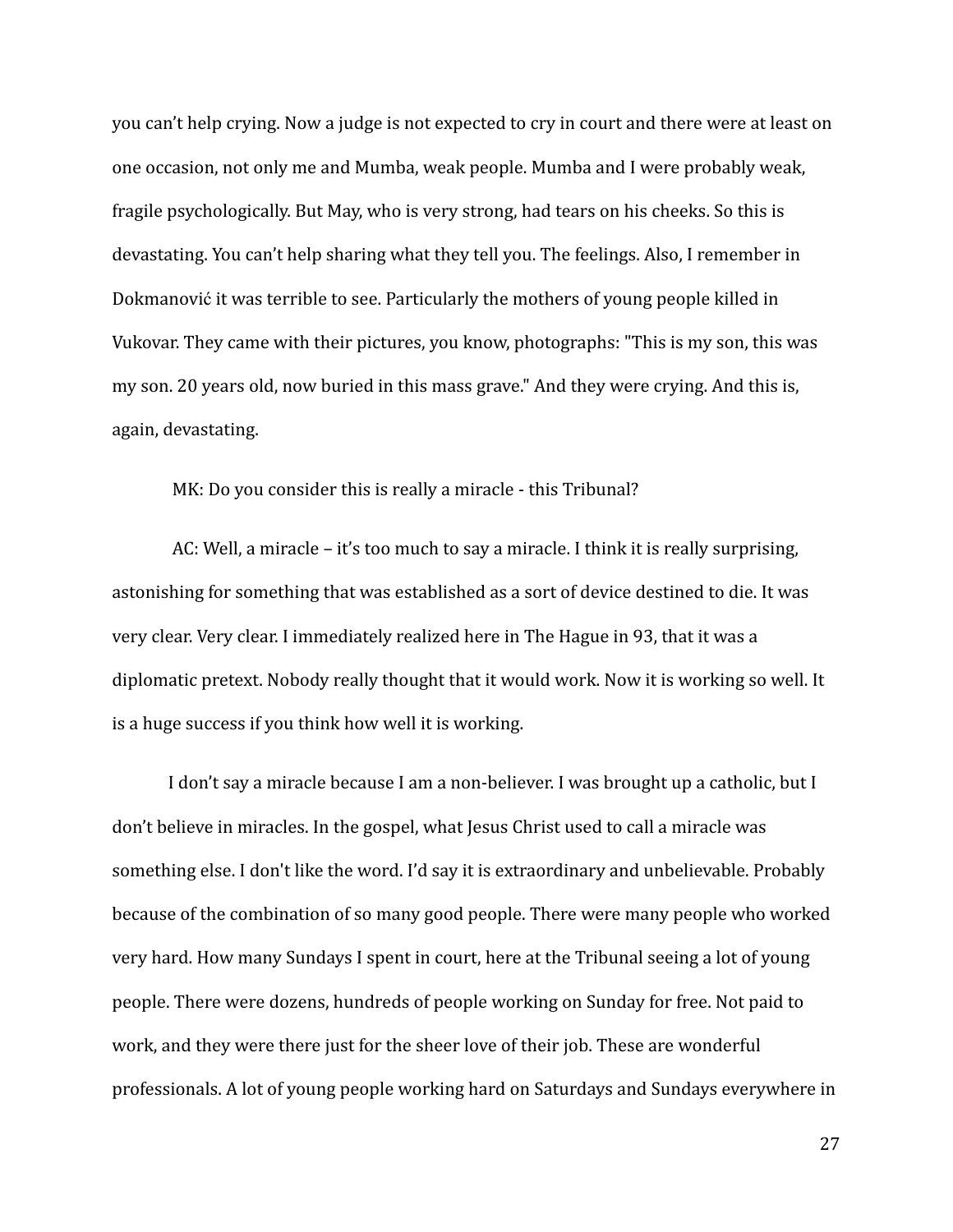you can't help crying. Now a judge is not expected to cry in court and there were at least on one occasion, not only me and Mumba, weak people. Mumba and I were probably weak, fragile psychologically. But May, who is very strong, had tears on his cheeks. So this is devastating. You can't help sharing what they tell you. The feelings. Also, I remember in Dokmanović it was terrible to see. Particularly the mothers of young people killed in Vukovar. They came with their pictures, you know, photographs: "This is my son, this was my son. 20 years old, now buried in this mass grave." And they were crying. And this is, again, devastating.

MK: Do you consider this is really a miracle - this Tribunal?

AC: Well, a miracle – it's too much to say a miracle. I think it is really surprising, astonishing for something that was established as a sort of device destined to die. It was very clear. Very clear. I immediately realized here in The Hague in 93, that it was a diplomatic pretext. Nobody really thought that it would work. Now it is working so well. It is a huge success if you think how well it is working.

I don't say a miracle because I am a non-believer. I was brought up a catholic, but I don't believe in miracles. In the gospel, what Jesus Christ used to call a miracle was something else. I don't like the word. I'd say it is extraordinary and unbelievable. Probably because of the combination of so many good people. There were many people who worked very hard. How many Sundays I spent in court, here at the Tribunal seeing a lot of young people. There were dozens, hundreds of people working on Sunday for free. Not paid to work, and they were there just for the sheer love of their job. These are wonderful professionals. A lot of young people working hard on Saturdays and Sundays everywhere in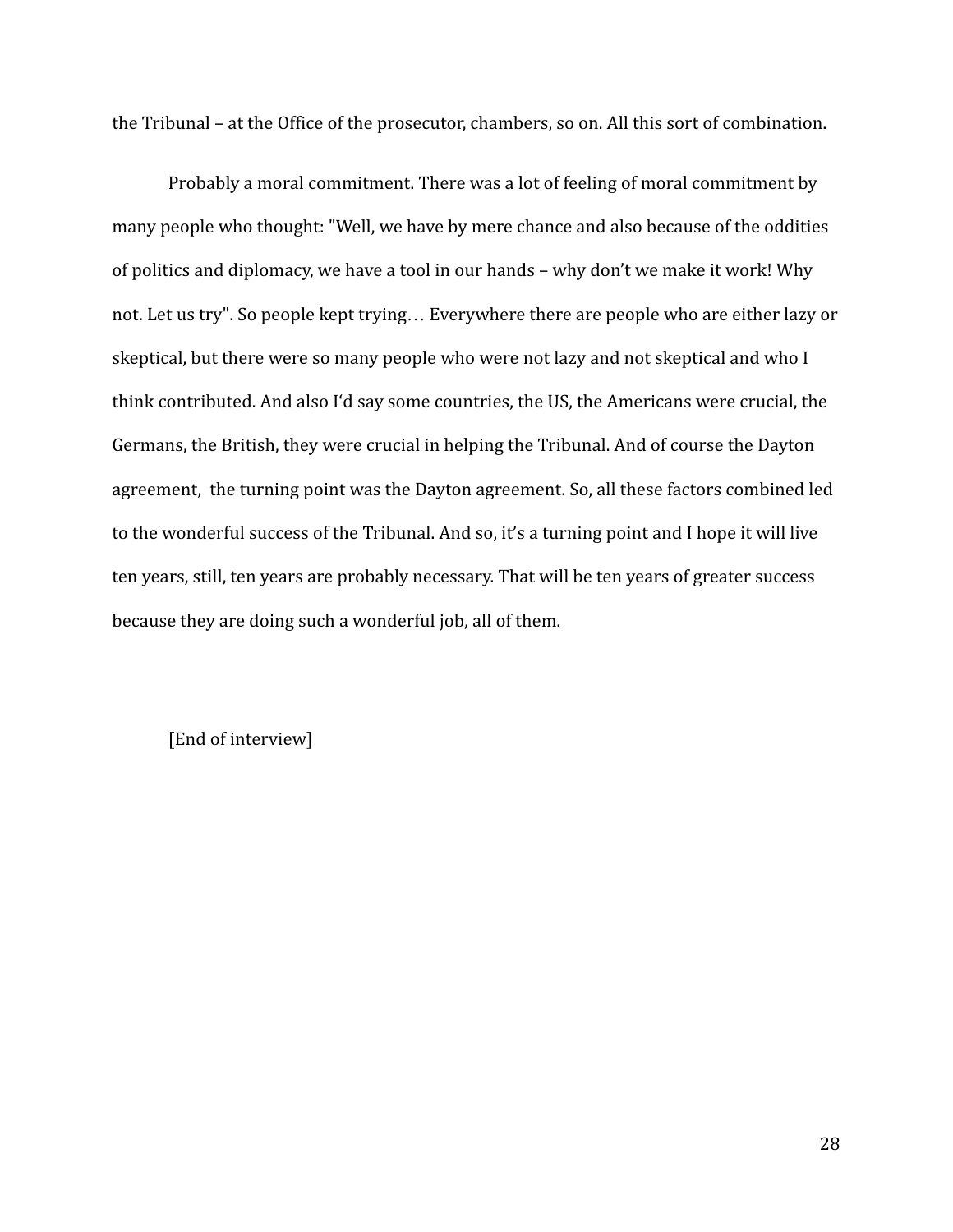the Tribunal – at the Office of the prosecutor, chambers, so on. All this sort of combination.

Probably a moral commitment. There was a lot of feeling of moral commitment by many people who thought: "Well, we have by mere chance and also because of the oddities of politics and diplomacy, we have a tool in our hands – why don't we make it work! Why not. Let us try". So people kept trying… Everywhere there are people who are either lazy or skeptical, but there were so many people who were not lazy and not skeptical and who I think contributed. And also I'd say some countries, the US, the Americans were crucial, the Germans, the British, they were crucial in helping the Tribunal. And of course the Dayton agreement, the turning point was the Dayton agreement. So, all these factors combined led to the wonderful success of the Tribunal. And so, it's a turning point and I hope it will live ten years, still, ten years are probably necessary. That will be ten years of greater success because they are doing such a wonderful job, all of them.

[End of interview]